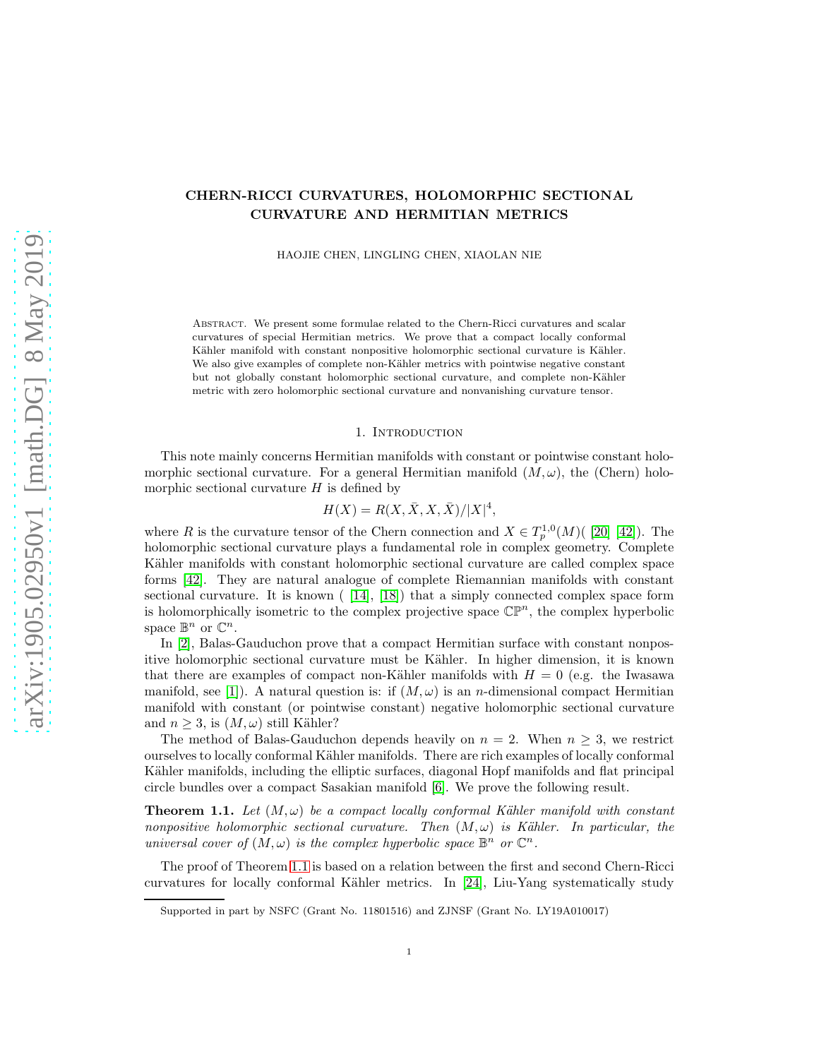# CHERN-RICCI CURVATURES, HOLOMORPHIC SECTIONAL CURVATURE AND HERMITIAN METRICS

HAOJIE CHEN, LINGLING CHEN, XIAOLAN NIE

Abstract. We present some formulae related to the Chern-Ricci curvatures and scalar curvatures of special Hermitian metrics. We prove that a compact locally conformal Kähler manifold with constant nonpositive holomorphic sectional curvature is Kähler. We also give examples of complete non-Kähler metrics with pointwise negative constant but not globally constant holomorphic sectional curvature, and complete non-Kähler metric with zero holomorphic sectional curvature and nonvanishing curvature tensor.

## 1. Introduction

This note mainly concerns Hermitian manifolds with constant or pointwise constant holomorphic sectional curvature. For a general Hermitian manifold $(M, \omega)$, the (Chern) holomorphic sectional curvature $H$ is defined by

$$H(X) = R(X, \bar{X}, X, \bar{X})/|X|^4,$$

where $R$ is the curvature tensor of the Chern connection and $X \in T_p^{1,0}(M)$( [20] [42]). The holomorphic sectional curvature plays a fundamental role in complex geometry. Complete Kähler manifolds with constant holomorphic sectional curvature are called complex space forms [42]. They are natural analogue of complete Riemannian manifolds with constant sectional curvature. It is known ( [14], [18]) that a simply connected complex space form is holomorphically isometric to the complex projective space $\mathbb{CP}^n$, the complex hyperbolic space $\mathbb{B}^n$ or $\mathbb{C}^n$.

In [2], Balas-Gauduchon prove that a compact Hermitian surface with constant nonpositive holomorphic sectional curvature must be Kähler. In higher dimension, it is known that there are examples of compact non-Kähler manifolds with $H = 0$ (e.g. the Iwasawa manifold, see [1]). A natural question is: if $(M, \omega)$ is an $n$-dimensional compact Hermitian manifold with constant (or pointwise constant) negative holomorphic sectional curvature and $n \geq 3$, is $(M, \omega)$ still Kähler?

The method of Balas-Gauduchon depends heavily on $n = 2$. When $n \geq 3$, we restrict ourselves to locally conformal Kähler manifolds. There are rich examples of locally conformal Kähler manifolds, including the elliptic surfaces, diagonal Hopf manifolds and flat principal circle bundles over a compact Sasakian manifold [6]. We prove the following result.

**Theorem 1.1.** *Let $(M, \omega)$ be a compact locally conformal Kähler manifold with constant nonpositive holomorphic sectional curvature. Then $(M, \omega)$ is Kähler. In particular, the universal cover of $(M, \omega)$ is the complex hyperbolic space $\mathbb{B}^n$ or $\mathbb{C}^n$.*

The proof of Theorem 1.1 is based on a relation between the first and second Chern-Ricci curvatures for locally conformal Kähler metrics. In [24], Liu-Yang systematically study

Supported in part by NSFC (Grant No. 11801516) and ZJNSF (Grant No. LY19A010017)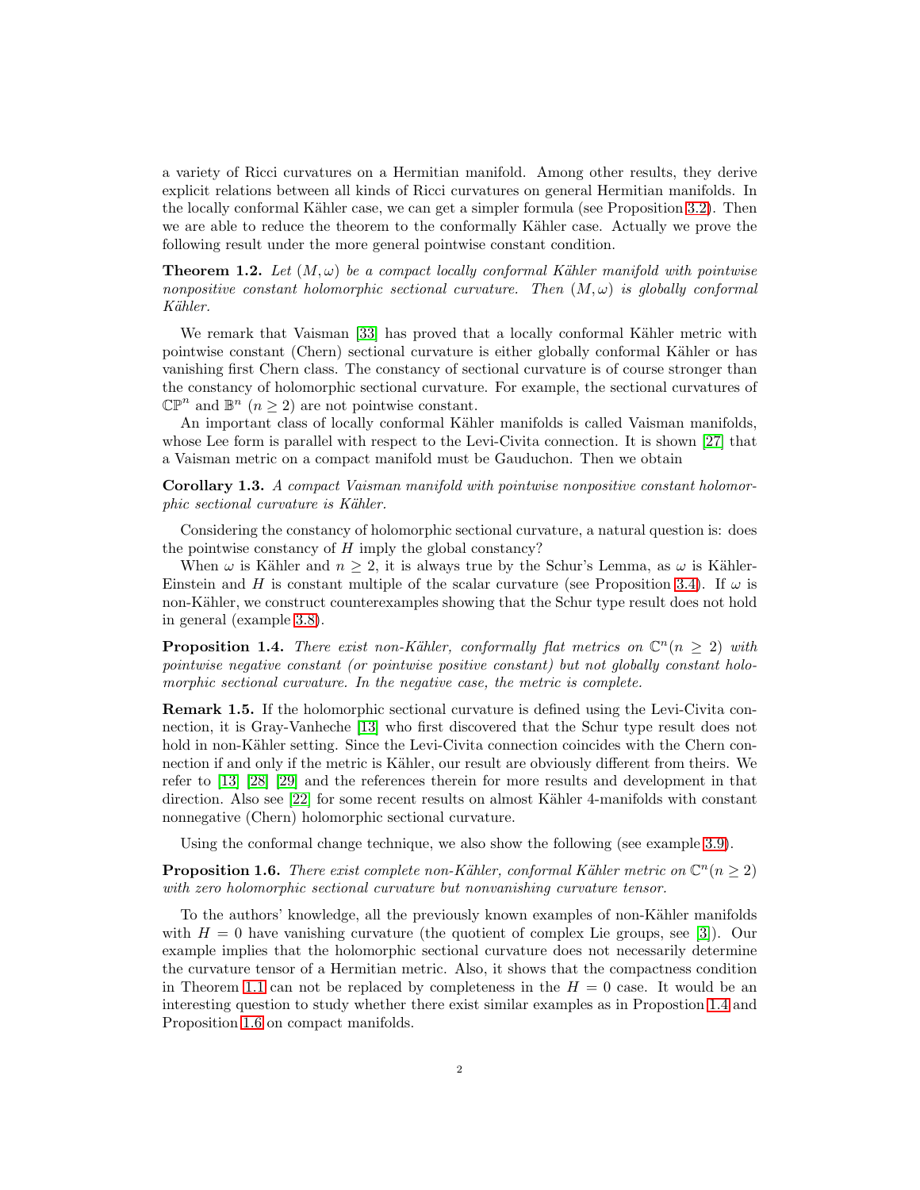a variety of Ricci curvatures on a Hermitian manifold. Among other results, they derive explicit relations between all kinds of Ricci curvatures on general Hermitian manifolds. In the locally conformal Kähler case, we can get a simpler formula (see Proposition 3.2). Then we are able to reduce the theorem to the conformally Kähler case. Actually we prove the following result under the more general pointwise constant condition.

**Theorem 1.2.** *Let $(M, \omega)$ be a compact locally conformal Kähler manifold with pointwise nonpositive constant holomorphic sectional curvature. Then $(M, \omega)$ is globally conformal Kähler.*

We remark that Vaisman [33] has proved that a locally conformal Kähler metric with pointwise constant (Chern) sectional curvature is either globally conformal Kähler or has vanishing first Chern class. The constancy of sectional curvature is of course stronger than the constancy of holomorphic sectional curvature. For example, the sectional curvatures of $\mathbb{CP}^n$ and $\mathbb{B}^n$ $(n \geq 2)$ are not pointwise constant.

An important class of locally conformal Kähler manifolds is called Vaisman manifolds, whose Lee form is parallel with respect to the Levi-Civita connection. It is shown [27] that a Vaisman metric on a compact manifold must be Gauduchon. Then we obtain

**Corollary 1.3.** *A compact Vaisman manifold with pointwise nonpositive constant holomorphic sectional curvature is Kähler.*

Considering the constancy of holomorphic sectional curvature, a natural question is: does the pointwise constancy of $H$ imply the global constancy?

When $\omega$ is Kähler and $n \geq 2$, it is always true by the Schur's Lemma, as $\omega$ is Kähler-Einstein and $H$ is constant multiple of the scalar curvature (see Proposition 3.4). If $\omega$ is non-Kähler, we construct counterexamples showing that the Schur type result does not hold in general (example 3.8).

**Proposition 1.4.** *There exist non-Kähler, conformally flat metrics on $\mathbb{C}^n (n \geq 2)$ with pointwise negative constant (or pointwise positive constant) but not globally constant holomorphic sectional curvature. In the negative case, the metric is complete.*

**Remark 1.5.** If the holomorphic sectional curvature is defined using the Levi-Civita connection, it is Gray-Vanheche [13] who first discovered that the Schur type result does not hold in non-Kähler setting. Since the Levi-Civita connection coincides with the Chern connection if and only if the metric is Kähler, our result are obviously different from theirs. We refer to [13] [28] [29] and the references therein for more results and development in that direction. Also see [22] for some recent results on almost Kähler 4-manifolds with constant nonnegative (Chern) holomorphic sectional curvature.

Using the conformal change technique, we also show the following (see example 3.9).

**Proposition 1.6.** *There exist complete non-Kähler, conformal Kähler metric on $\mathbb{C}^n (n \geq 2)$ with zero holomorphic sectional curvature but nonvanishing curvature tensor.*

To the authors' knowledge, all the previously known examples of non-Kähler manifolds with $H = 0$ have vanishing curvature (the quotient of complex Lie groups, see [3]). Our example implies that the holomorphic sectional curvature does not necessarily determine the curvature tensor of a Hermitian metric. Also, it shows that the compactness condition in Theorem 1.1 can not be replaced by completeness in the $H = 0$ case. It would be an interesting question to study whether there exist similar examples as in Propostion 1.4 and Proposition 1.6 on compact manifolds.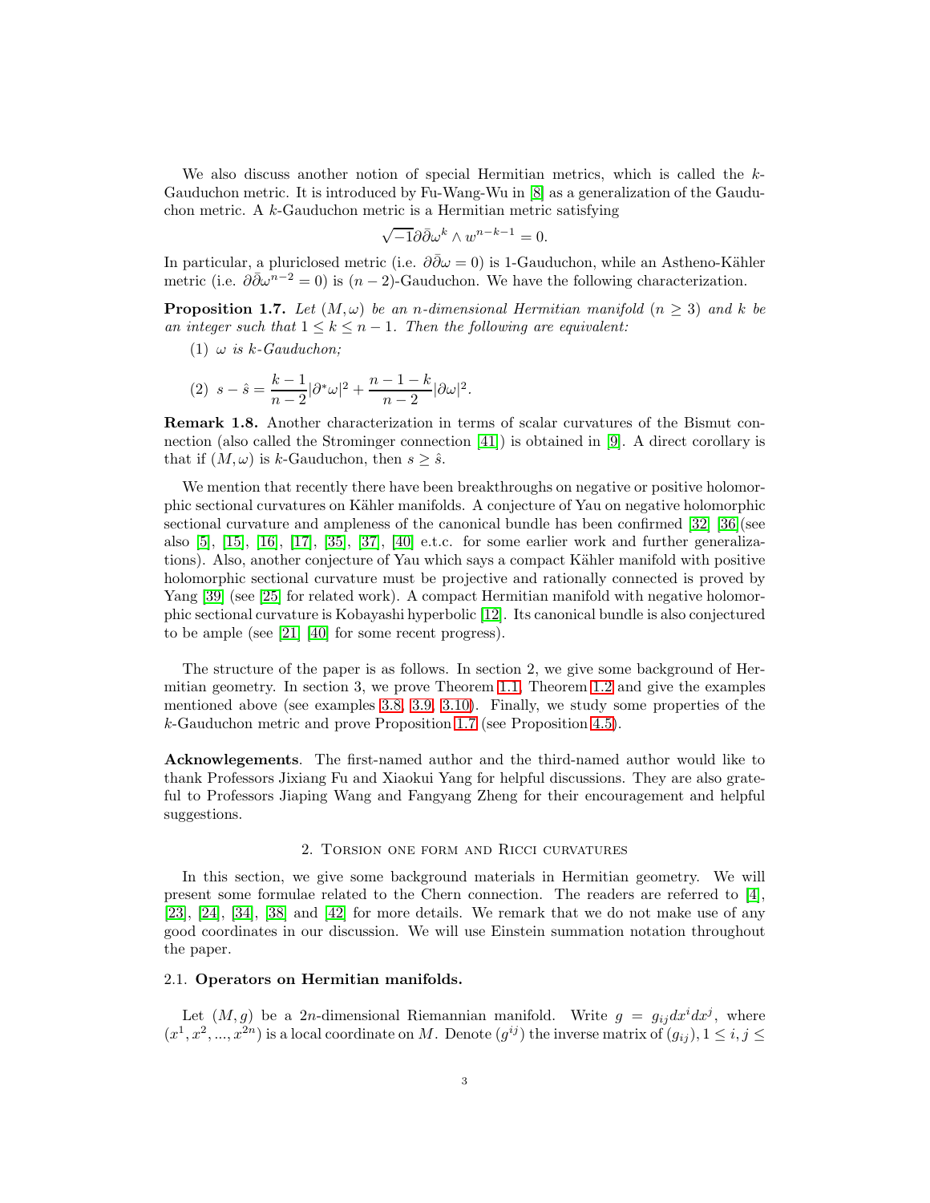We also discuss another notion of special Hermitian metrics, which is called the $k$-Gauduchon metric. It is introduced by Fu-Wang-Wu in [8] as a generalization of the Gauduchon metric. A $k$-Gauduchon metric is a Hermitian metric satisfying

$$\sqrt{-1}\partial\bar{\partial}\omega^k \wedge w^{n-k-1} = 0.$$

In particular, a pluriclosed metric (i.e. $\partial\bar{\partial}\omega = 0$) is 1-Gauduchon, while an Astheno-Kähler metric (i.e. $\partial\bar{\partial}\omega^{n-2} = 0$) is $(n-2)$-Gauduchon. We have the following characterization.

**Proposition 1.7.** *Let $(M, \omega)$ be an $n$-dimensional Hermitian manifold ($n \geq 3$) and $k$ be an integer such that $1 \leq k \leq n-1$. Then the following are equivalent:*

(1) *$\omega$ is $k$-Gauduchon;*

(2) $s - \hat{s} = \dfrac{k-1}{n-2}|\partial^*\omega|^2 + \dfrac{n-1-k}{n-2}|\partial\omega|^2.$

**Remark 1.8.** Another characterization in terms of scalar curvatures of the Bismut connection (also called the Strominger connection [41]) is obtained in [9]. A direct corollary is that if $(M, \omega)$ is $k$-Gauduchon, then $s \geq \hat{s}$.

We mention that recently there have been breakthroughs on negative or positive holomorphic sectional curvatures on Kähler manifolds. A conjecture of Yau on negative holomorphic sectional curvature and ampleness of the canonical bundle has been confirmed [32] [36](see also [5], [15], [16], [17], [35], [37], [40] e.t.c. for some earlier work and further generalizations). Also, another conjecture of Yau which says a compact Kähler manifold with positive holomorphic sectional curvature must be projective and rationally connected is proved by Yang [39] (see [25] for related work). A compact Hermitian manifold with negative holomorphic sectional curvature is Kobayashi hyperbolic [12]. Its canonical bundle is also conjectured to be ample (see [21] [40] for some recent progress).

The structure of the paper is as follows. In section 2, we give some background of Hermitian geometry. In section 3, we prove Theorem 1.1, Theorem 1.2 and give the examples mentioned above (see examples 3.8, 3.9, 3.10). Finally, we study some properties of the $k$-Gauduchon metric and prove Proposition 1.7 (see Proposition 4.5).

**Acknowlegements**. The first-named author and the third-named author would like to thank Professors Jixiang Fu and Xiaokui Yang for helpful discussions. They are also grateful to Professors Jiaping Wang and Fangyang Zheng for their encouragement and helpful suggestions.

## 2. Torsion one form and Ricci curvatures

In this section, we give some background materials in Hermitian geometry. We will present some formulae related to the Chern connection. The readers are referred to [4], [23], [24], [34], [38] and [42] for more details. We remark that we do not make use of any good coordinates in our discussion. We will use Einstein summation notation throughout the paper.

### 2.1. Operators on Hermitian manifolds.

Let $(M, g)$ be a $2n$-dimensional Riemannian manifold. Write $g = g_{ij}dx^i dx^j$, where $(x^1, x^2, ..., x^{2n})$ is a local coordinate on $M$. Denote $(g^{ij})$ the inverse matrix of $(g_{ij})$, $1 \leq i, j \leq$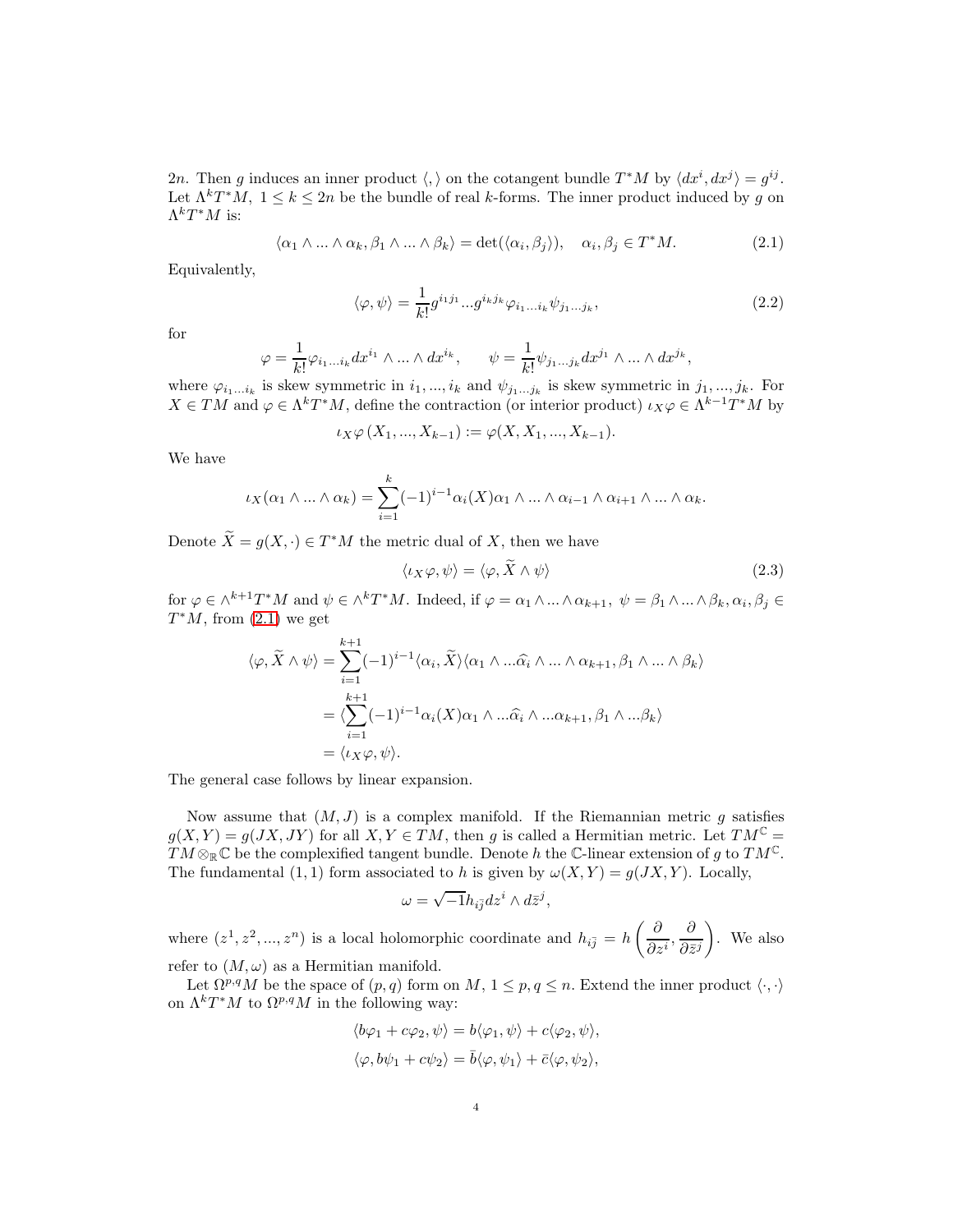$2n$. Then $g$ induces an inner product $\langle , \rangle$ on the cotangent bundle $T^*M$ by $\langle dx^i, dx^j\rangle = g^{ij}$. Let $\Lambda^k T^*M$, $1 \le k \le 2n$ be the bundle of real $k$-forms. The inner product induced by $g$ on $\Lambda^k T^*M$ is:

$$\langle \alpha_1 \wedge ... \wedge \alpha_k, \beta_1 \wedge ... \wedge \beta_k\rangle = \det(\langle \alpha_i, \beta_j\rangle), \quad \alpha_i, \beta_j \in T^*M. \tag{2.1}$$

Equivalently,

$$\langle \varphi, \psi\rangle = \frac{1}{k!} g^{i_1 j_1} ... g^{i_k j_k} \varphi_{i_1 ... i_k} \psi_{j_1 ... j_k}, \tag{2.2}$$

for

$$\varphi = \frac{1}{k!}\varphi_{i_1...i_k} dx^{i_1} \wedge ... \wedge dx^{i_k}, \qquad \psi = \frac{1}{k!}\psi_{j_1...j_k} dx^{j_1} \wedge ... \wedge dx^{j_k},$$

where $\varphi_{i_1...i_k}$ is skew symmetric in $i_1, ..., i_k$ and $\psi_{j_1...j_k}$ is skew symmetric in $j_1, ..., j_k$. For $X \in TM$ and $\varphi \in \Lambda^k T^*M$, define the contraction (or interior product) $\iota_X \varphi \in \Lambda^{k-1} T^*M$ by

$$\iota_X \varphi\,(X_1, ..., X_{k-1}) := \varphi(X, X_1, ..., X_{k-1}).$$

We have

$$\iota_X(\alpha_1 \wedge ... \wedge \alpha_k) = \sum_{i=1}^{k} (-1)^{i-1} \alpha_i(X) \alpha_1 \wedge ... \wedge \alpha_{i-1} \wedge \alpha_{i+1} \wedge ... \wedge \alpha_k.$$

Denote $\widetilde{X} = g(X, \cdot) \in T^*M$ the metric dual of $X$, then we have

$$\langle \iota_X \varphi, \psi\rangle = \langle \varphi, \widetilde{X} \wedge \psi\rangle \tag{2.3}$$

for $\varphi \in \wedge^{k+1} T^*M$ and $\psi \in \wedge^k T^*M$. Indeed, if $\varphi = \alpha_1 \wedge ... \wedge \alpha_{k+1}$, $\psi = \beta_1 \wedge ... \wedge \beta_k$, $\alpha_i, \beta_j \in T^*M$, from (2.1) we get

$$\begin{aligned}
\langle \varphi, \widetilde{X} \wedge \psi\rangle &= \sum_{i=1}^{k+1} (-1)^{i-1} \langle \alpha_i, \widetilde{X}\rangle \langle \alpha_1 \wedge ... \widehat{\alpha_i} \wedge ... \wedge \alpha_{k+1}, \beta_1 \wedge ... \wedge \beta_k\rangle \\
&= \langle \sum_{i=1}^{k+1} (-1)^{i-1} \alpha_i(X) \alpha_1 \wedge ... \widehat{\alpha_i} \wedge ... \alpha_{k+1}, \beta_1 \wedge ... \beta_k\rangle \\
&= \langle \iota_X \varphi, \psi\rangle.
\end{aligned}$$

The general case follows by linear expansion.

Now assume that $(M, J)$ is a complex manifold. If the Riemannian metric $g$ satisfies $g(X, Y) = g(JX, JY)$ for all $X, Y \in TM$, then $g$ is called a Hermitian metric. Let $TM^{\mathbb{C}} = TM \otimes_{\mathbb{R}} \mathbb{C}$ be the complexified tangent bundle. Denote $h$ the $\mathbb{C}$-linear extension of $g$ to $TM^{\mathbb{C}}$. The fundamental $(1,1)$ form associated to $h$ is given by $\omega(X, Y) = g(JX, Y)$. Locally,

$$\omega = \sqrt{-1} h_{i\bar{j}} dz^i \wedge d\bar{z}^j,$$

where $(z^1, z^2, ..., z^n)$ is a local holomorphic coordinate and $h_{i\bar{j}} = h\left(\dfrac{\partial}{\partial z^i}, \dfrac{\partial}{\partial \bar{z}^j}\right)$. We also refer to $(M, \omega)$ as a Hermitian manifold.

Let $\Omega^{p,q} M$ be the space of $(p,q)$ form on $M$, $1 \le p, q \le n$. Extend the inner product $\langle \cdot, \cdot\rangle$ on $\Lambda^k T^*M$ to $\Omega^{p,q} M$ in the following way:

$$\begin{aligned}
\langle b\varphi_1 + c\varphi_2, \psi\rangle &= b\langle \varphi_1, \psi\rangle + c\langle \varphi_2, \psi\rangle, \\
\langle \varphi, b\psi_1 + c\psi_2\rangle &= \bar{b}\langle \varphi, \psi_1\rangle + \bar{c}\langle \varphi, \psi_2\rangle,
\end{aligned}$$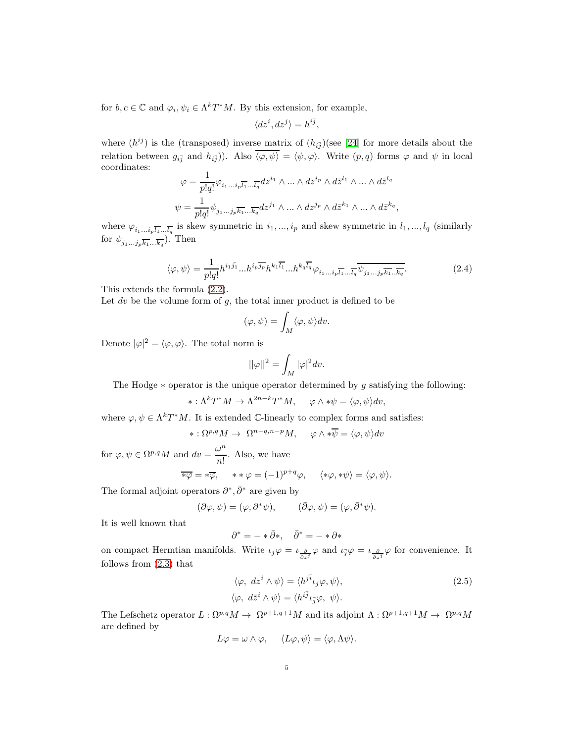for $b, c \in \mathbb{C}$ and $\varphi_i, \psi_i \in \Lambda^k T^*M$. By this extension, for example,

$$\langle dz^i, dz^j \rangle = h^{i\bar{j}},$$

where $(h^{i\bar{j}})$ is the (transposed) inverse matrix of $(h_{i\bar{j}})$(see [24] for more details about the relation between $g_{i\bar{j}}$ and $h_{i\bar{j}}$)). Also $\overline{\langle \varphi, \psi \rangle} = \langle \psi, \varphi \rangle$. Write $(p,q)$ forms $\varphi$ and $\psi$ in local coordinates:

$$\varphi = \frac{1}{p!q!}\varphi_{i_1...i_p\overline{l_1}...\overline{l_q}} dz^{i_1} \wedge ... \wedge dz^{i_p} \wedge d\bar{z}^{l_1} \wedge ... \wedge d\bar{z}^{l_q}$$

$$\psi = \frac{1}{p!q!}\psi_{j_1...j_p\overline{k_1}...\overline{k_q}} dz^{j_1} \wedge ... \wedge dz^{j_p} \wedge d\bar{z}^{k_1} \wedge ... \wedge d\bar{z}^{k_q},$$

where $\varphi_{i_1...i_p\overline{l_1}...\overline{l_q}}$ is skew symmetric in $i_1, ..., i_p$ and skew symmetric in $l_1, ..., l_q$ (similarly for $\psi_{j_1...j_p\overline{k_1}...\overline{k_q}}$). Then

$$\langle \varphi, \psi \rangle = \frac{1}{p!q!} h^{i_1\bar{j}_1} ... h^{i_p\overline{j_p}} h^{k_1\overline{l_1}} ... h^{k_q\overline{l_q}} \varphi_{i_1...i_p\overline{l_1}...\overline{l_q}} \overline{\psi_{j_1...j_p\overline{k_1}..\overline{k_q}}}. \tag{2.4}$$

This extends the formula (2.2).

Let $dv$ be the volume form of $g$, the total inner product is defined to be

$$(\varphi, \psi) = \int_M \langle \varphi, \psi \rangle dv.$$

Denote $|\varphi|^2 = \langle \varphi, \varphi \rangle$. The total norm is

$$||\varphi||^2 = \int_M |\varphi|^2 dv.$$

The Hodge $*$ operator is the unique operator determined by $g$ satisfying the following:

$$* : \Lambda^k T^*M \to \Lambda^{2n-k} T^*M, \quad \varphi \wedge *\psi = \langle \varphi, \psi \rangle dv,$$

where $\varphi, \psi \in \Lambda^k T^*M$. It is extended $\mathbb{C}$-linearly to complex forms and satisfies:

$$* : \Omega^{p,q} M \to \Omega^{n-q, n-p} M, \quad \varphi \wedge *\overline{\psi} = \langle \varphi, \psi \rangle dv$$

for $\varphi, \psi \in \Omega^{p,q} M$ and $dv = \dfrac{\omega^n}{n!}$. Also, we have

$$\overline{*\varphi} = *\overline{\varphi}, \quad **\varphi = (-1)^{p+q}\varphi, \quad \langle *\varphi, *\psi \rangle = \langle \varphi, \psi \rangle.$$

The formal adjoint operators $\partial^*, \bar{\partial}^*$ are given by

$$(\partial\varphi, \psi) = (\varphi, \partial^*\psi), \qquad (\bar{\partial}\varphi, \psi) = (\varphi, \bar{\partial}^*\psi).$$

It is well known that

$$\partial^* = -*\bar{\partial}*, \quad \bar{\partial}^* = -*\partial*$$

on compact Hermtian manifolds. Write $\iota_j \varphi = \iota_{\frac{\partial}{\partial z^j}} \varphi$ and $\iota_{\bar{j}} \varphi = \iota_{\frac{\partial}{\partial \bar{z}^j}} \varphi$ for convenience. It follows from (2.3) that

$$\begin{aligned} \langle \varphi, \ dz^i \wedge \psi \rangle &= \langle h^{j\bar{i}} \iota_j \varphi, \psi \rangle, \\ \langle \varphi, \ d\bar{z}^i \wedge \psi \rangle &= \langle h^{i\bar{j}} \iota_{\bar{j}} \varphi, \ \psi \rangle. \end{aligned} \tag{2.5}$$

The Lefschetz operator $L : \Omega^{p,q} M \to \Omega^{p+1,q+1} M$ and its adjoint $\Lambda : \Omega^{p+1,q+1} M \to \Omega^{p,q} M$ are defined by

$$L\varphi = \omega \wedge \varphi, \quad \langle L\varphi, \psi \rangle = \langle \varphi, \Lambda\psi \rangle.$$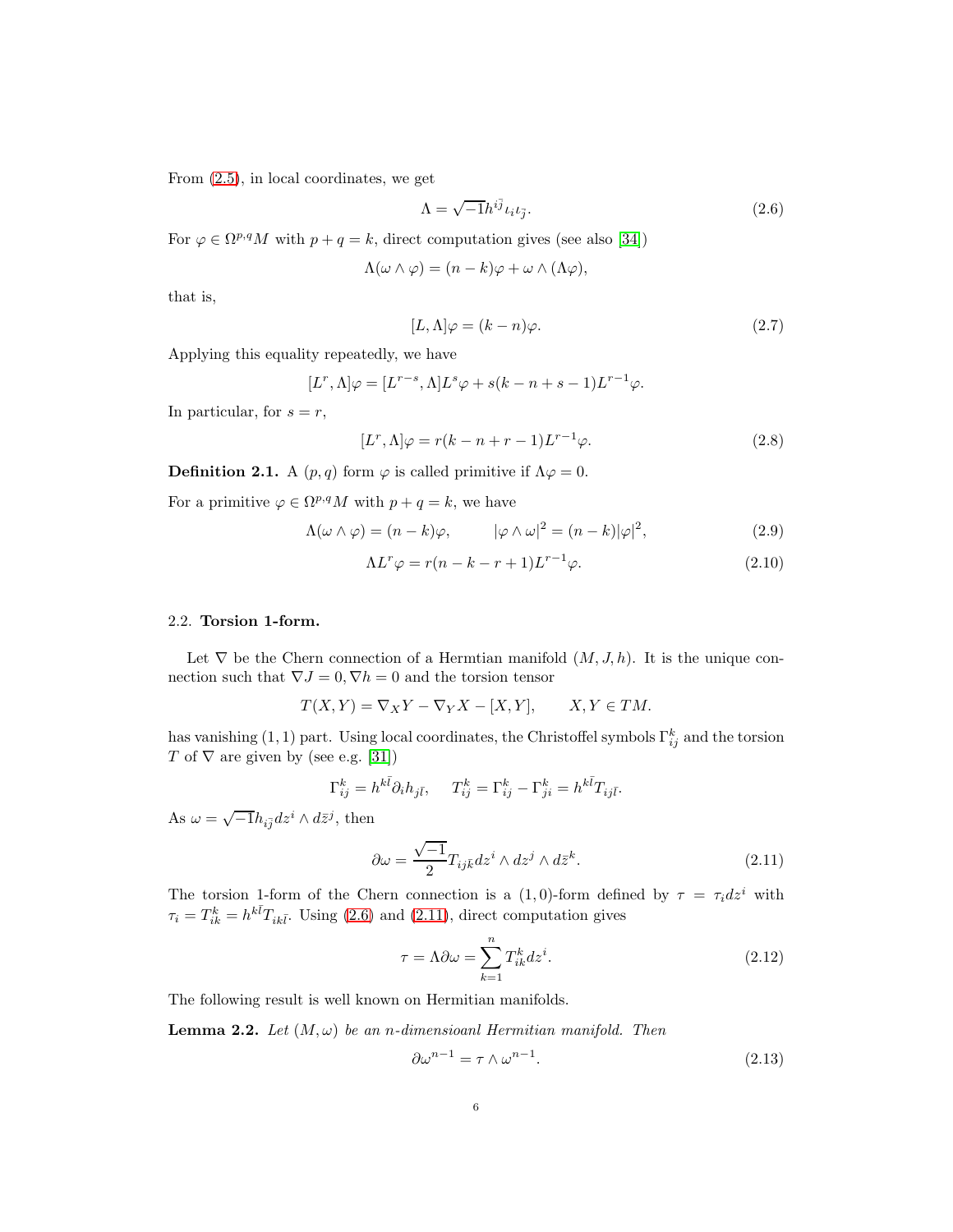From (2.5), in local coordinates, we get

$$\Lambda = \sqrt{-1} h^{i\bar{j}} \iota_i \iota_{\bar{j}}. \tag{2.6}$$

For $\varphi \in \Omega^{p,q}M$ with $p+q=k$, direct computation gives (see also [34])

$$\Lambda(\omega \wedge \varphi) = (n-k)\varphi + \omega \wedge (\Lambda\varphi),$$

that is,

$$[L, \Lambda]\varphi = (k-n)\varphi. \tag{2.7}$$

Applying this equality repeatedly, we have

$$[L^r, \Lambda]\varphi = [L^{r-s}, \Lambda]L^s\varphi + s(k-n+s-1)L^{r-1}\varphi.$$

In particular, for $s = r$,

$$[L^r, \Lambda]\varphi = r(k-n+r-1)L^{r-1}\varphi. \tag{2.8}$$

**Definition 2.1.** A $(p,q)$ form $\varphi$ is called primitive if $\Lambda\varphi = 0$.

For a primitive $\varphi \in \Omega^{p,q}M$ with $p+q=k$, we have

$$\Lambda(\omega \wedge \varphi) = (n-k)\varphi, \qquad |\varphi \wedge \omega|^2 = (n-k)|\varphi|^2, \tag{2.9}$$

$$\Lambda L^r \varphi = r(n-k-r+1)L^{r-1}\varphi. \tag{2.10}$$

### 2.2. Torsion 1-form.

Let $\nabla$ be the Chern connection of a Hermtian manifold $(M, J, h)$. It is the unique connection such that $\nabla J = 0, \nabla h = 0$ and the torsion tensor

$$T(X,Y) = \nabla_X Y - \nabla_Y X - [X,Y], \qquad X, Y \in TM.$$

has vanishing $(1,1)$ part. Using local coordinates, the Christoffel symbols $\Gamma_{ij}^k$ and the torsion $T$ of $\nabla$ are given by (see e.g. [31])

$$\Gamma_{ij}^k = h^{k\bar{l}}\partial_i h_{j\bar{l}}, \quad T_{ij}^k = \Gamma_{ij}^k - \Gamma_{ji}^k = h^{k\bar{l}}T_{ij\bar{l}}.$$

As $\omega = \sqrt{-1}h_{i\bar{j}}dz^i \wedge d\bar{z}^j$, then

$$\partial\omega = \frac{\sqrt{-1}}{2}T_{ij\bar{k}}dz^i \wedge dz^j \wedge d\bar{z}^k. \tag{2.11}$$

The torsion 1-form of the Chern connection is a $(1,0)$-form defined by $\tau = \tau_i dz^i$ with $\tau_i = T_{ik}^k = h^{k\bar{l}}T_{ik\bar{l}}$. Using (2.6) and (2.11), direct computation gives

$$\tau = \Lambda\partial\omega = \sum_{k=1}^n T_{ik}^k dz^i. \tag{2.12}$$

The following result is well known on Hermitian manifolds.

**Lemma 2.2.** *Let $(M, \omega)$ be an $n$-dimensioanl Hermitian manifold. Then*

$$\partial\omega^{n-1} = \tau \wedge \omega^{n-1}. \tag{2.13}$$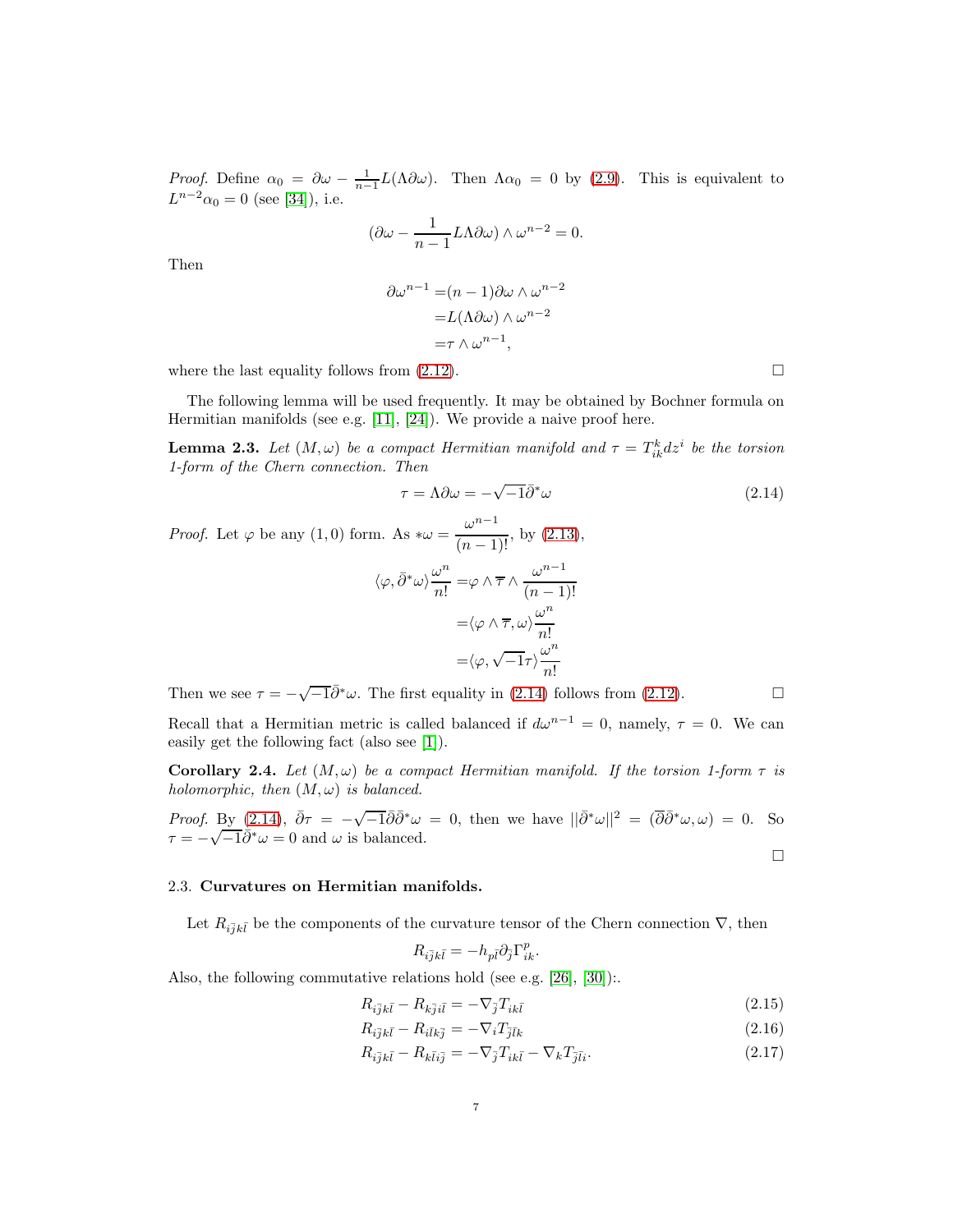*Proof.* Define $\alpha_0 = \partial\omega - \frac{1}{n-1}L(\Lambda\partial\omega)$. Then $\Lambda\alpha_0 = 0$ by (2.9). This is equivalent to $L^{n-2}\alpha_0 = 0$ (see [34]), i.e.

$$(\partial\omega - \frac{1}{n-1}L\Lambda\partial\omega) \wedge \omega^{n-2} = 0.$$

Then

$$\begin{aligned}
\partial\omega^{n-1} =& (n-1)\partial\omega \wedge \omega^{n-2} \\
=& L(\Lambda\partial\omega) \wedge \omega^{n-2} \\
=& \tau \wedge \omega^{n-1},
\end{aligned}$$

where the last equality follows from (2.12). □

The following lemma will be used frequently. It may be obtained by Bochner formula on Hermitian manifolds (see e.g. [11], [24]). We provide a naive proof here.

**Lemma 2.3.** *Let $(M, \omega)$ be a compact Hermitian manifold and $\tau = T^k_{ik} dz^i$ be the torsion 1-form of the Chern connection. Then*

$$\tau = \Lambda\partial\omega = -\sqrt{-1}\bar{\partial}^*\omega \tag{2.14}$$

*Proof.* Let $\varphi$ be any $(1,0)$ form. As $*\omega = \dfrac{\omega^{n-1}}{(n-1)!}$, by (2.13),

$$\begin{aligned}
\langle \varphi, \bar{\partial}^*\omega \rangle \frac{\omega^n}{n!} =& \varphi \wedge \overline{\tau} \wedge \frac{\omega^{n-1}}{(n-1)!} \\
=& \langle \varphi \wedge \overline{\tau}, \omega \rangle \frac{\omega^n}{n!} \\
=& \langle \varphi, \sqrt{-1}\tau \rangle \frac{\omega^n}{n!}
\end{aligned}$$

Then we see $\tau = -\sqrt{-1}\bar{\partial}^*\omega$. The first equality in (2.14) follows from (2.12). □

Recall that a Hermitian metric is called balanced if $d\omega^{n-1} = 0$, namely, $\tau = 0$. We can easily get the following fact (also see [1]).

**Corollary 2.4.** *Let $(M, \omega)$ be a compact Hermitian manifold. If the torsion 1-form $\tau$ is holomorphic, then $(M, \omega)$ is balanced.*

*Proof.* By (2.14), $\bar{\partial}\tau = -\sqrt{-1}\bar{\partial}\bar{\partial}^*\omega = 0$, then we have $||\bar{\partial}^*\omega||^2 = (\overline{\partial}\bar{\partial}^*\omega, \omega) = 0$. So $\tau = -\sqrt{-1}\bar{\partial}^*\omega = 0$ and $\omega$ is balanced.

□

### 2.3. **Curvatures on Hermitian manifolds.**

Let $R_{i\bar{j}k\bar{l}}$ be the components of the curvature tensor of the Chern connection $\nabla$, then

$$R_{i\bar{j}k\bar{l}} = -h_{p\bar{l}}\partial_{\bar{j}}\Gamma^p_{ik}.$$

Also, the following commutative relations hold (see e.g. [26], [30]):.

$$R_{i\bar{j}k\bar{l}} - R_{k\bar{j}i\bar{l}} = -\nabla_{\bar{j}}T_{ik\bar{l}} \tag{2.15}$$

$$R_{i\bar{j}k\bar{l}} - R_{i\bar{l}k\bar{j}} = -\nabla_i T_{\bar{j}\bar{l}k} \tag{2.16}$$

$$R_{i\bar{j}k\bar{l}} - R_{k\bar{l}i\bar{j}} = -\nabla_{\bar{j}}T_{ik\bar{l}} - \nabla_k T_{\bar{j}\bar{l}i}. \tag{2.17}$$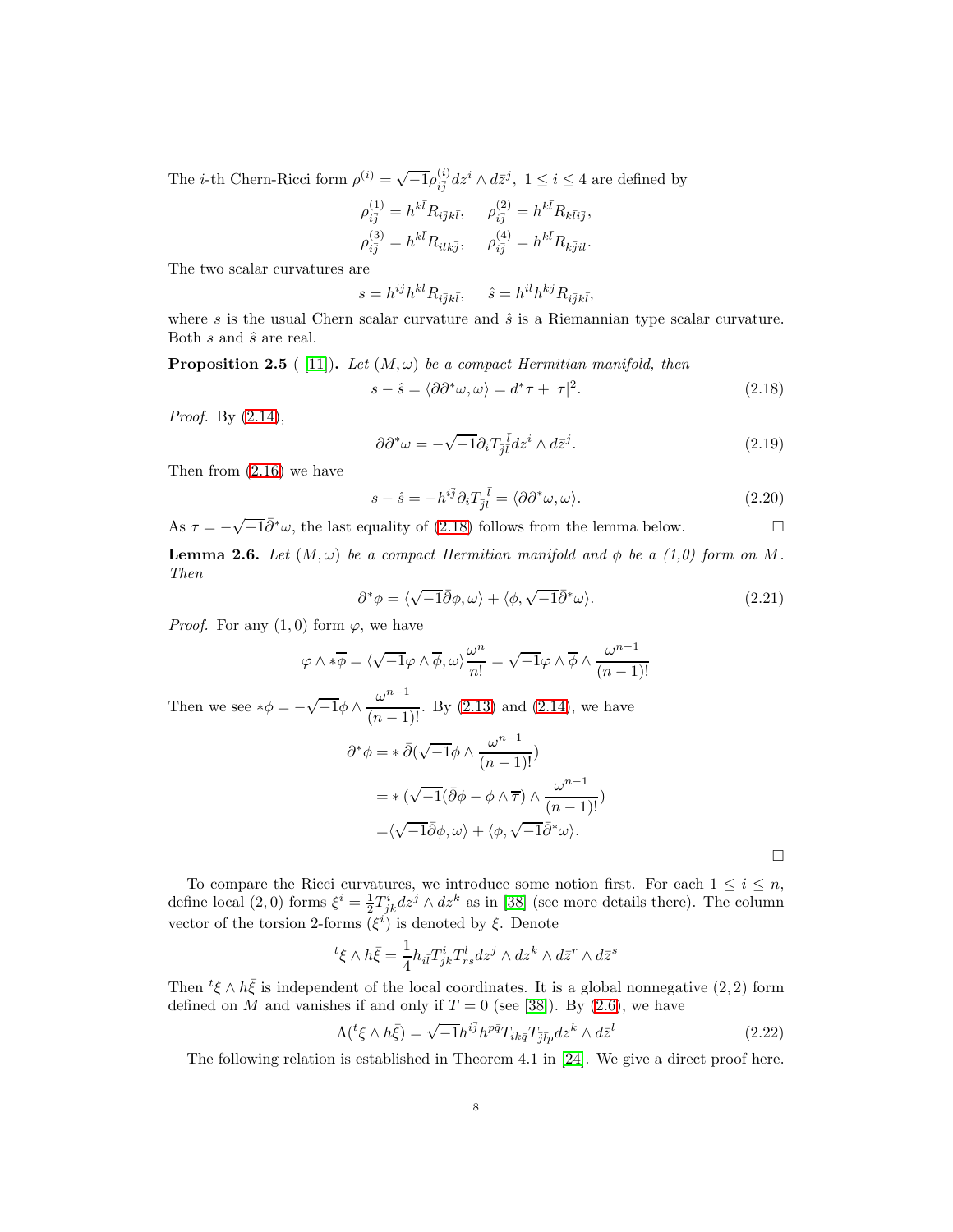The $i$-th Chern-Ricci form $\rho^{(i)} = \sqrt{-1}\rho^{(i)}_{i\bar{j}} dz^i \wedge d\bar{z}^j,\ 1 \le i \le 4$ are defined by

$$\rho^{(1)}_{i\bar{j}} = h^{k\bar{l}} R_{i\bar{j}k\bar{l}}, \quad \rho^{(2)}_{i\bar{j}} = h^{k\bar{l}} R_{k\bar{l}i\bar{j}},$$
$$\rho^{(3)}_{i\bar{j}} = h^{k\bar{l}} R_{i\bar{l}k\bar{j}}, \quad \rho^{(4)}_{i\bar{j}} = h^{k\bar{l}} R_{k\bar{j}i\bar{l}}.$$

The two scalar curvatures are

$$s = h^{i\bar{j}} h^{k\bar{l}} R_{i\bar{j}k\bar{l}}, \quad \hat{s} = h^{i\bar{l}} h^{k\bar{j}} R_{i\bar{j}k\bar{l}},$$

where $s$ is the usual Chern scalar curvature and $\hat{s}$ is a Riemannian type scalar curvature. Both $s$ and $\hat{s}$ are real.

**Proposition 2.5** ( [11]). *Let $(M, \omega)$ be a compact Hermitian manifold, then*

$$s - \hat{s} = \langle \partial\partial^* \omega, \omega \rangle = d^* \tau + |\tau|^2. \tag{2.18}$$

*Proof.* By (2.14),

$$\partial\partial^* \omega = -\sqrt{-1} \partial_i T^{\bar{l}}_{\bar{j}\bar{l}} dz^i \wedge d\bar{z}^j. \tag{2.19}$$

Then from (2.16) we have

$$s - \hat{s} = -h^{i\bar{j}} \partial_i T^{\bar{l}}_{\bar{j}\bar{l}} = \langle \partial\partial^* \omega, \omega \rangle. \tag{2.20}$$

As $\tau = -\sqrt{-1}\bar{\partial}^* \omega$, the last equality of (2.18) follows from the lemma below. □

**Lemma 2.6.** *Let $(M, \omega)$ be a compact Hermitian manifold and $\phi$ be a (1,0) form on $M$. Then*

$$\partial^* \phi = \langle \sqrt{-1}\bar{\partial}\phi, \omega \rangle + \langle \phi, \sqrt{-1}\bar{\partial}^* \omega \rangle. \tag{2.21}$$

*Proof.* For any $(1,0)$ form $\varphi$, we have

$$\varphi \wedge *\overline{\phi} = \langle \sqrt{-1}\varphi \wedge \overline{\phi}, \omega \rangle \frac{\omega^n}{n!} = \sqrt{-1}\varphi \wedge \overline{\phi} \wedge \frac{\omega^{n-1}}{(n-1)!}$$

Then we see $*\phi = -\sqrt{-1}\phi \wedge \dfrac{\omega^{n-1}}{(n-1)!}$. By (2.13) and (2.14), we have

$$\begin{aligned}
\partial^* \phi &= *\,\bar{\partial}(\sqrt{-1}\phi \wedge \frac{\omega^{n-1}}{(n-1)!}) \\
&= *\,(\sqrt{-1}(\bar{\partial}\phi - \phi \wedge \overline{\tau}) \wedge \frac{\omega^{n-1}}{(n-1)!}) \\
&= \langle \sqrt{-1}\bar{\partial}\phi, \omega \rangle + \langle \phi, \sqrt{-1}\bar{\partial}^* \omega \rangle.
\end{aligned}$$

□

To compare the Ricci curvatures, we introduce some notion first. For each $1 \le i \le n$, define local $(2,0)$ forms $\xi^i = \frac{1}{2} T^i_{jk} dz^j \wedge dz^k$ as in [38] (see more details there). The column vector of the torsion 2-forms $(\xi^i)$ is denoted by $\xi$. Denote

$${}^t\xi \wedge h\bar{\xi} = \frac{1}{4} h_{i\bar{l}} T^i_{jk} T^{\bar{l}}_{\bar{r}\bar{s}} dz^j \wedge dz^k \wedge d\bar{z}^r \wedge d\bar{z}^s$$

Then ${}^t\xi \wedge h\bar{\xi}$ is independent of the local coordinates. It is a global nonnegative $(2,2)$ form defined on $M$ and vanishes if and only if $T = 0$ (see [38]). By (2.6), we have

$$\Lambda({}^t\xi \wedge h\bar{\xi}) = \sqrt{-1} h^{i\bar{j}} h^{p\bar{q}} T_{ik\bar{q}} T_{\bar{j}\bar{l}p} dz^k \wedge d\bar{z}^l \tag{2.22}$$

The following relation is established in Theorem 4.1 in [24]. We give a direct proof here.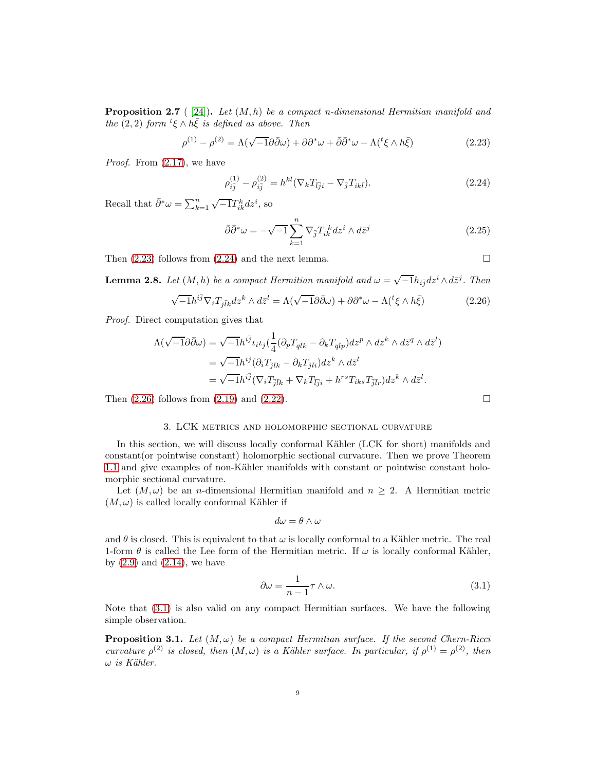**Proposition 2.7** ( [24]). *Let $(M, h)$ be a compact $n$-dimensional Hermitian manifold and the $(2,2)$ form ${}^t\xi \wedge h\bar{\xi}$ is defined as above. Then*

$$\rho^{(1)} - \rho^{(2)} = \Lambda(\sqrt{-1}\partial\bar{\partial}\omega) + \partial\partial^*\omega + \bar{\partial}\bar{\partial}^*\omega - \Lambda({}^t\xi \wedge h\bar{\xi}) \tag{2.23}$$

*Proof.* From (2.17), we have

$$\rho^{(1)}_{i\bar{j}} - \rho^{(2)}_{i\bar{j}} = h^{k\bar{l}}(\nabla_k T_{\bar{l}\bar{j}i} - \nabla_{\bar{j}} T_{ik\bar{l}}). \tag{2.24}$$

Recall that $\bar{\partial}^*\omega = \sum_{k=1}^n \sqrt{-1}T_{ik}^k dz^i$, so

$$\bar{\partial}\bar{\partial}^*\omega = -\sqrt{-1}\sum_{k=1}^n \nabla_{\bar{j}} T_{ik}{}^k dz^i \wedge d\bar{z}^j \tag{2.25}$$

Then (2.23) follows from (2.24) and the next lemma. $\square$

**Lemma 2.8.** *Let $(M, h)$ be a compact Hermitian manifold and $\omega = \sqrt{-1}h_{i\bar{j}}dz^i \wedge d\bar{z}^j$. Then*

$$\sqrt{-1}h^{i\bar{j}}\nabla_i T_{\bar{j}\bar{l}k} dz^k \wedge d\bar{z}^l = \Lambda(\sqrt{-1}\partial\bar{\partial}\omega) + \partial\partial^*\omega - \Lambda({}^t\xi \wedge h\bar{\xi}) \tag{2.26}$$

*Proof.* Direct computation gives that

$$\begin{aligned}
\Lambda(\sqrt{-1}\partial\bar{\partial}\omega) &= \sqrt{-1}h^{i\bar{j}}\iota_i\iota_{\bar{j}}\left(\frac{1}{4}(\partial_p T_{\bar{q}\bar{l}k} - \partial_k T_{\bar{q}\bar{l}p})dz^p \wedge dz^k \wedge d\bar{z}^q \wedge d\bar{z}^l\right) \\
&= \sqrt{-1}h^{i\bar{j}}(\partial_i T_{\bar{j}\bar{l}k} - \partial_k T_{\bar{j}\bar{l}i})dz^k \wedge d\bar{z}^l \\
&= \sqrt{-1}h^{i\bar{j}}(\nabla_i T_{\bar{j}\bar{l}k} + \nabla_k T_{\bar{l}\bar{j}i} + h^{r\bar{s}}T_{ik\bar{s}}T_{\bar{j}\bar{l}r})dz^k \wedge d\bar{z}^l.
\end{aligned}$$

Then (2.26) follows from (2.19) and (2.22). $\square$

## 3. LCK metrics and holomorphic sectional curvature

In this section, we will discuss locally conformal Kähler (LCK for short) manifolds and constant(or pointwise constant) holomorphic sectional curvature. Then we prove Theorem 1.1 and give examples of non-Kähler manifolds with constant or pointwise constant holomorphic sectional curvature.

Let $(M, \omega)$ be an $n$-dimensional Hermitian manifold and $n \geq 2$. A Hermitian metric $(M, \omega)$ is called locally conformal Kähler if

$$d\omega = \theta \wedge \omega$$

and $\theta$ is closed. This is equivalent to that $\omega$ is locally conformal to a Kähler metric. The real 1-form $\theta$ is called the Lee form of the Hermitian metric. If $\omega$ is locally conformal Kähler, by (2.9) and (2.14), we have

$$\partial\omega = \frac{1}{n-1}\tau \wedge \omega. \tag{3.1}$$

Note that (3.1) is also valid on any compact Hermitian surfaces. We have the following simple observation.

**Proposition 3.1.** *Let $(M, \omega)$ be a compact Hermitian surface. If the second Chern-Ricci curvature $\rho^{(2)}$ is closed, then $(M, \omega)$ is a Kähler surface. In particular, if $\rho^{(1)} = \rho^{(2)}$, then $\omega$ is Kähler.*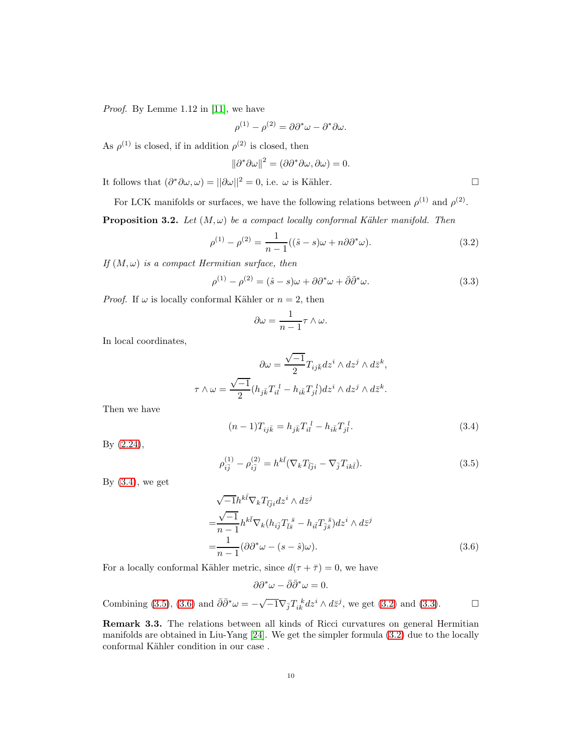*Proof.* By Lemme 1.12 in [11], we have

$$\rho^{(1)} - \rho^{(2)} = \partial\partial^*\omega - \partial^*\partial\omega.$$

As $\rho^{(1)}$ is closed, if in addition $\rho^{(2)}$ is closed, then

$$\|\partial^*\partial\omega\|^2 = (\partial\partial^*\partial\omega, \partial\omega) = 0.$$

It follows that $(\partial^*\partial\omega, \omega) = ||\partial\omega||^2 = 0$, i.e. $\omega$ is Kähler. □

For LCK manifolds or surfaces, we have the following relations between $\rho^{(1)}$ and $\rho^{(2)}$.

**Proposition 3.2.** *Let $(M, \omega)$ be a compact locally conformal Kähler manifold. Then*

$$\rho^{(1)} - \rho^{(2)} = \frac{1}{n-1}((\hat{s} - s)\omega + n\partial\partial^*\omega). \tag{3.2}$$

*If $(M, \omega)$ is a compact Hermitian surface, then*

$$\rho^{(1)} - \rho^{(2)} = (\hat{s} - s)\omega + \partial\partial^*\omega + \bar{\partial}\bar{\partial}^*\omega. \tag{3.3}$$

*Proof.* If $\omega$ is locally conformal Kähler or $n = 2$, then

$$\partial\omega = \frac{1}{n-1}\tau \wedge \omega.$$

In local coordinates,

$$\partial\omega = \frac{\sqrt{-1}}{2}T_{ij\bar{k}}dz^i \wedge dz^j \wedge d\bar{z}^k,$$

$$\tau \wedge \omega = \frac{\sqrt{-1}}{2}(h_{j\bar{k}}T_{il}^{\ \ l} - h_{i\bar{k}}T_{jl}^{\ \ l})dz^i \wedge dz^j \wedge d\bar{z}^k.$$

Then we have

$$(n-1)T_{ij\bar{k}} = h_{j\bar{k}}T_{il}^{\ \ l} - h_{i\bar{k}}T_{jl}^{\ \ l}. \tag{3.4}$$

By (2.24),

$$\rho^{(1)}_{i\bar{j}} - \rho^{(2)}_{i\bar{j}} = h^{k\bar{l}}(\nabla_k T_{\bar{l}\bar{j}i} - \nabla_{\bar{j}} T_{ik\bar{l}}). \tag{3.5}$$

By (3.4), we get

$$\begin{aligned}
&\sqrt{-1}h^{k\bar{l}}\nabla_k T_{\bar{l}\bar{j}i}dz^i \wedge d\bar{z}^j \\
=&\frac{\sqrt{-1}}{n-1}h^{k\bar{l}}\nabla_k(h_{i\bar{j}}T_{\bar{l}\bar{s}}^{\ \ \bar{s}} - h_{i\bar{l}}T_{\bar{j}\bar{s}}^{\ \ \bar{s}})dz^i \wedge d\bar{z}^j \\
=&\frac{1}{n-1}(\partial\partial^*\omega - (s - \hat{s})\omega).
\end{aligned} \tag{3.6}$$

For a locally conformal Kähler metric, since $d(\tau + \bar{\tau}) = 0$, we have

$$\partial\partial^*\omega - \bar{\partial}\bar{\partial}^*\omega = 0.$$

Combining (3.5), (3.6) and $\bar{\partial}\bar{\partial}^*\omega = -\sqrt{-1}\nabla_{\bar{j}}T_{ik}^{\ \ k}dz^i \wedge d\bar{z}^j$, we get (3.2) and (3.3). □

**Remark 3.3.** The relations between all kinds of Ricci curvatures on general Hermitian manifolds are obtained in Liu-Yang [24]. We get the simpler formula (3.2) due to the locally conformal Kähler condition in our case .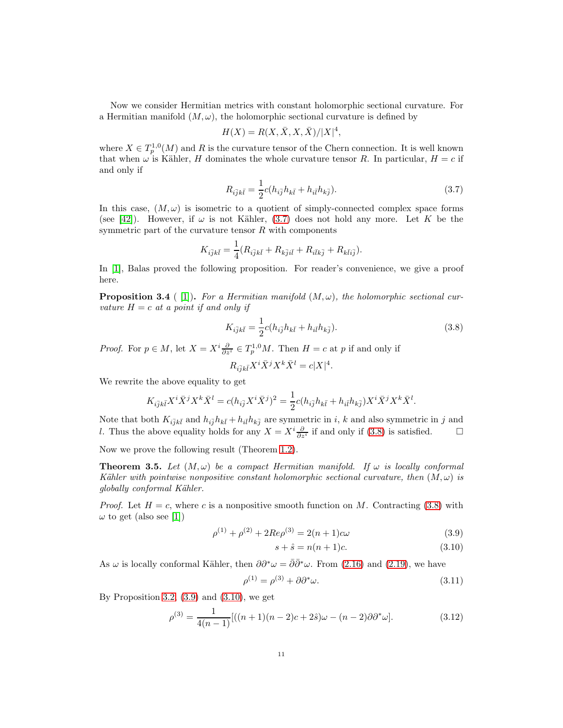Now we consider Hermitian metrics with constant holomorphic sectional curvature. For a Hermitian manifold $(M, \omega)$, the holomorphic sectional curvature is defined by

$$H(X) = R(X, \bar{X}, X, \bar{X})/|X|^4,$$

where $X \in T_p^{1,0}(M)$ and $R$ is the curvature tensor of the Chern connection. It is well known that when $\omega$ is Kähler, $H$ dominates the whole curvature tensor $R$. In particular, $H = c$ if and only if

$$R_{i\bar{j}k\bar{l}} = \frac{1}{2}c(h_{i\bar{j}}h_{k\bar{l}} + h_{i\bar{l}}h_{k\bar{j}}). \tag{3.7}$$

In this case, $(M, \omega)$ is isometric to a quotient of simply-connected complex space forms (see [42]). However, if $\omega$ is not Kähler, (3.7) does not hold any more. Let $K$ be the symmetric part of the curvature tensor $R$ with components

$$K_{i\bar{j}k\bar{l}} = \frac{1}{4}(R_{i\bar{j}k\bar{l}} + R_{k\bar{j}i\bar{l}} + R_{i\bar{l}k\bar{j}} + R_{k\bar{l}i\bar{j}}).$$

In [1], Balas proved the following proposition. For reader's convenience, we give a proof here.

**Proposition 3.4** ( [1]). *For a Hermitian manifold $(M, \omega)$, the holomorphic sectional curvature $H = c$ at a point if and only if*

$$K_{i\bar{j}k\bar{l}} = \frac{1}{2}c(h_{i\bar{j}}h_{k\bar{l}} + h_{i\bar{l}}h_{k\bar{j}}). \tag{3.8}$$

*Proof.* For $p \in M$, let $X = X^i \frac{\partial}{\partial z^i} \in T_p^{1,0}M$. Then $H = c$ at $p$ if and only if

$$R_{i\bar{j}k\bar{l}}X^i\bar{X}^jX^k\bar{X}^l = c|X|^4.$$

We rewrite the above equality to get

$$K_{i\bar{j}k\bar{l}}X^i\bar{X}^jX^k\bar{X}^l = c(h_{i\bar{j}}X^i\bar{X}^j)^2 = \frac{1}{2}c(h_{i\bar{j}}h_{k\bar{l}} + h_{i\bar{l}}h_{k\bar{j}})X^i\bar{X}^jX^k\bar{X}^l.$$

Note that both $K_{i\bar{j}k\bar{l}}$ and $h_{i\bar{j}}h_{k\bar{l}} + h_{i\bar{l}}h_{k\bar{j}}$ are symmetric in $i$, $k$ and also symmetric in $j$ and $l$. Thus the above equality holds for any $X = X^i \frac{\partial}{\partial z^i}$ if and only if (3.8) is satisfied. □

Now we prove the following result (Theorem 1.2).

**Theorem 3.5.** *Let $(M, \omega)$ be a compact Hermitian manifold. If $\omega$ is locally conformal Kähler with pointwise nonpositive constant holomorphic sectional curvature, then $(M, \omega)$ is globally conformal Kähler.*

*Proof.* Let $H = c$, where $c$ is a nonpositive smooth function on $M$. Contracting (3.8) with $\omega$ to get (also see [1])

$$\rho^{(1)} + \rho^{(2)} + 2Re\rho^{(3)} = 2(n+1)c\omega \tag{3.9}$$

$$s + \hat{s} = n(n+1)c. \tag{3.10}$$

As $\omega$ is locally conformal Kähler, then $\partial\partial^*\omega = \bar{\partial}\bar{\partial}^*\omega$. From (2.16) and (2.19), we have

$$\rho^{(1)} = \rho^{(3)} + \partial\partial^*\omega. \tag{3.11}$$

By Proposition 3.2, (3.9) and (3.10), we get

$$\rho^{(3)} = \frac{1}{4(n-1)}[((n+1)(n-2)c + 2\hat{s})\omega - (n-2)\partial\partial^*\omega]. \tag{3.12}$$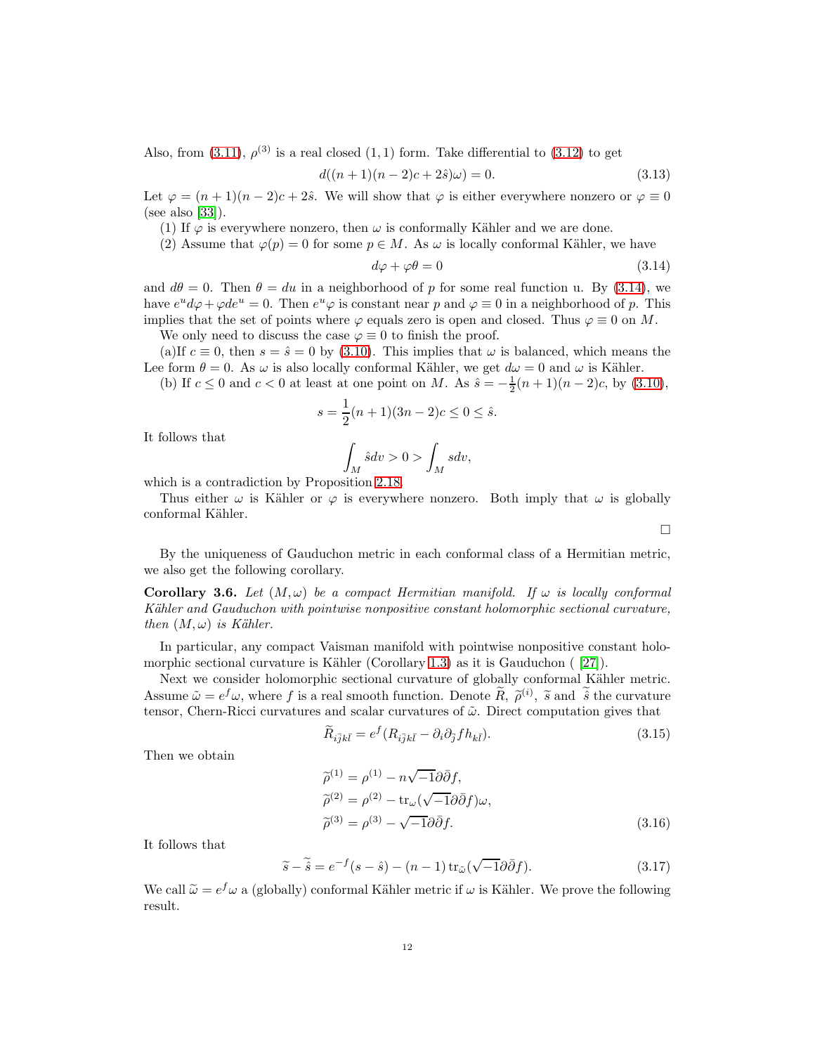Also, from (3.11), $\rho^{(3)}$ is a real closed $(1,1)$ form. Take differential to (3.12) to get

$$d((n+1)(n-2)c + 2\hat{s})\omega) = 0. \tag{3.13}$$

Let $\varphi = (n+1)(n-2)c + 2\hat{s}$. We will show that $\varphi$ is either everywhere nonzero or $\varphi \equiv 0$ (see also [33]).

(1) If $\varphi$ is everywhere nonzero, then $\omega$ is conformally Kähler and we are done.

(2) Assume that $\varphi(p) = 0$ for some $p \in M$. As $\omega$ is locally conformal Kähler, we have

$$d\varphi + \varphi\theta = 0 \tag{3.14}$$

and $d\theta = 0$. Then $\theta = du$ in a neighborhood of $p$ for some real function u. By (3.14), we have $e^u d\varphi + \varphi de^u = 0$. Then $e^u\varphi$ is constant near $p$ and $\varphi \equiv 0$ in a neighborhood of $p$. This implies that the set of points where $\varphi$ equals zero is open and closed. Thus $\varphi \equiv 0$ on $M$.

We only need to discuss the case $\varphi \equiv 0$ to finish the proof.

(a)If $c \equiv 0$, then $s = \hat{s} = 0$ by (3.10). This implies that $\omega$ is balanced, which means the Lee form $\theta = 0$. As $\omega$ is also locally conformal Kähler, we get $d\omega = 0$ and $\omega$ is Kähler.

(b) If $c \leq 0$ and $c < 0$ at least at one point on $M$. As $\hat{s} = -\frac{1}{2}(n+1)(n-2)c$, by (3.10),

$$s = \frac{1}{2}(n+1)(3n-2)c \leq 0 \leq \hat{s}.$$

It follows that

$$\int_M \hat{s} dv > 0 > \int_M s dv,$$

which is a contradiction by Proposition 2.18.

Thus either $\omega$ is Kähler or $\varphi$ is everywhere nonzero. Both imply that $\omega$ is globally conformal Kähler.

$\square$

By the uniqueness of Gauduchon metric in each conformal class of a Hermitian metric, we also get the following corollary.

**Corollary 3.6.** *Let $(M, \omega)$ be a compact Hermitian manifold. If $\omega$ is locally conformal Kähler and Gauduchon with pointwise nonpositive constant holomorphic sectional curvature, then $(M, \omega)$ is Kähler.*

In particular, any compact Vaisman manifold with pointwise nonpositive constant holomorphic sectional curvature is Kähler (Corollary 1.3) as it is Gauduchon ( [27]).

Next we consider holomorphic sectional curvature of globally conformal Kähler metric. Assume $\tilde{\omega} = e^f\omega$, where $f$ is a real smooth function. Denote $\widetilde{R}$, $\widetilde{\rho}^{(i)}$, $\widetilde{s}$ and $\widetilde{\hat{s}}$ the curvature tensor, Chern-Ricci curvatures and scalar curvatures of $\tilde{\omega}$. Direct computation gives that

$$\widetilde{R}_{i\bar{j}k\bar{l}} = e^f(R_{i\bar{j}k\bar{l}} - \partial_i\partial_{\bar{j}} f h_{k\bar{l}}). \tag{3.15}$$

Then we obtain

$$\begin{aligned}
\widetilde{\rho}^{(1)} &= \rho^{(1)} - n\sqrt{-1}\partial\bar{\partial} f, \\
\widetilde{\rho}^{(2)} &= \rho^{(2)} - \operatorname{tr}_\omega(\sqrt{-1}\partial\bar{\partial} f)\omega, \\
\widetilde{\rho}^{(3)} &= \rho^{(3)} - \sqrt{-1}\partial\bar{\partial} f.
\end{aligned} \tag{3.16}$$

It follows that

$$\widetilde{s} - \widetilde{\hat{s}} = e^{-f}(s - \hat{s}) - (n-1)\operatorname{tr}_{\tilde{\omega}}(\sqrt{-1}\partial\bar{\partial} f). \tag{3.17}$$

We call $\widetilde{\omega} = e^f\omega$ a (globally) conformal Kähler metric if $\omega$ is Kähler. We prove the following result.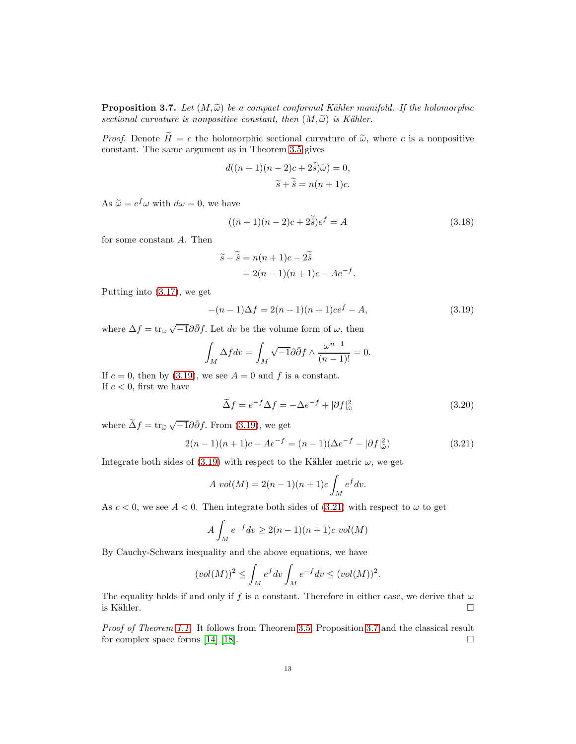**Proposition 3.7.** *Let $(M, \widetilde{\omega})$ be a compact conformal Kähler manifold. If the holomorphic sectional curvature is nonpositive constant, then $(M, \widetilde{\omega})$ is Kähler.*

*Proof.* Denote $\widetilde{H} = c$ the holomorphic sectional curvature of $\widetilde{\omega}$, where $c$ is a nonpositive constant. The same argument as in Theorem 3.5 gives

$$d((n+1)(n-2)c + 2\tilde{\hat{s}})\tilde{\omega}) = 0,$$

$$\widetilde{s} + \widetilde{\hat{s}} = n(n+1)c.$$

As $\widetilde{\omega} = e^f \omega$ with $d\omega = 0$, we have

$$((n+1)(n-2)c + 2\widetilde{\hat{s}})e^f = A \tag{3.18}$$

for some constant $A$. Then

$$\begin{aligned} \widetilde{s} - \widetilde{\hat{s}} &= n(n+1)c - 2\widetilde{\hat{s}} \\ &= 2(n-1)(n+1)c - Ae^{-f}. \end{aligned}$$

Putting into (3.17), we get

$$-(n-1)\Delta f = 2(n-1)(n+1)ce^f - A, \tag{3.19}$$

where $\Delta f = \mathrm{tr}_\omega \sqrt{-1}\partial\bar{\partial} f$. Let $dv$ be the volume form of $\omega$, then

$$\int_M \Delta f dv = \int_M \sqrt{-1}\partial\bar{\partial} f \wedge \frac{\omega^{n-1}}{(n-1)!} = 0.$$

If $c = 0$, then by (3.19), we see $A = 0$ and $f$ is a constant.
If $c < 0$, first we have

$$\widetilde{\Delta} f = e^{-f}\Delta f = -\Delta e^{-f} + |\partial f|^2_{\widetilde{\omega}} \tag{3.20}$$

where $\widetilde{\Delta} f = \mathrm{tr}_{\widetilde{\omega}} \sqrt{-1}\partial\bar{\partial} f$. From (3.19), we get

$$2(n-1)(n+1)c - Ae^{-f} = (n-1)(\Delta e^{-f} - |\partial f|^2_{\widetilde{\omega}}) \tag{3.21}$$

Integrate both sides of (3.19) with respect to the Kähler metric $\omega$, we get

$$A \ vol(M) = 2(n-1)(n+1)c \int_M e^f dv.$$

As $c < 0$, we see $A < 0$. Then integrate both sides of (3.21) with respect to $\omega$ to get

$$A \int_M e^{-f} dv \geq 2(n-1)(n+1)c \ vol(M)$$

By Cauchy-Schwarz inequality and the above equations, we have

$$(vol(M))^2 \leq \int_M e^f dv \int_M e^{-f} dv \leq (vol(M))^2.$$

The equality holds if and only if $f$ is a constant. Therefore in either case, we derive that $\omega$ is Kähler. $\square$

*Proof of Theorem 1.1.* It follows from Theorem 3.5, Proposition 3.7 and the classical result for complex space forms [14] [18]. $\square$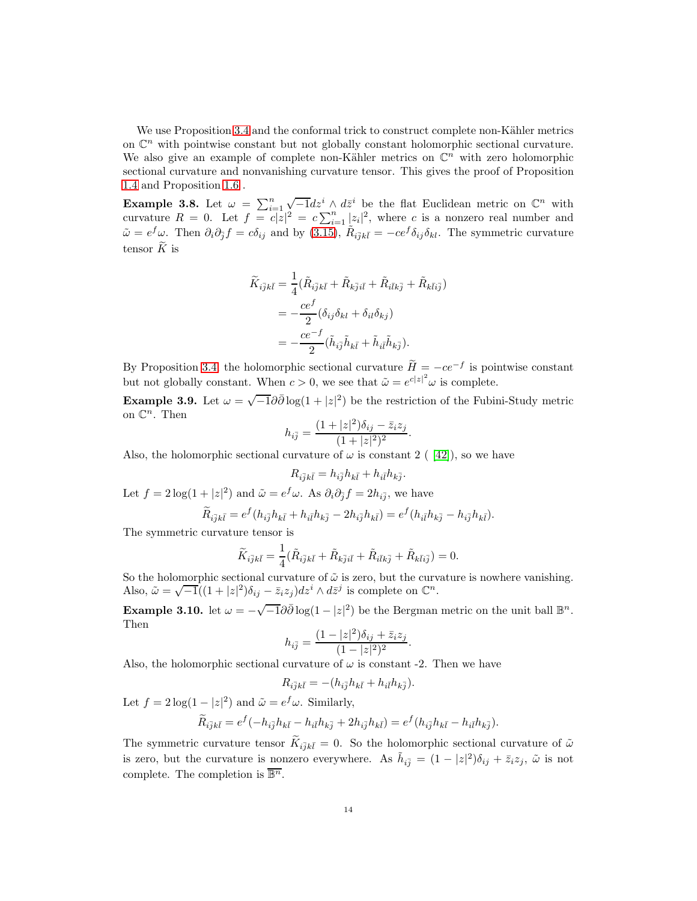We use Proposition 3.4 and the conformal trick to construct complete non-Kähler metrics on $\mathbb{C}^n$ with pointwise constant but not globally constant holomorphic sectional curvature. We also give an example of complete non-Kähler metrics on $\mathbb{C}^n$ with zero holomorphic sectional curvature and nonvanishing curvature tensor. This gives the proof of Proposition 1.4 and Proposition 1.6 .

**Example 3.8.** Let $\omega = \sum_{i=1}^n \sqrt{-1}dz^i \wedge d\bar{z}^i$ be the flat Euclidean metric on $\mathbb{C}^n$ with curvature $R = 0$. Let $f = c|z|^2 = c\sum_{i=1}^n |z_i|^2$, where $c$ is a nonzero real number and $\tilde{\omega} = e^f\omega$. Then $\partial_i\partial_{\bar{j}} f = c\delta_{ij}$ and by (3.15), $\tilde{R}_{i\bar{j}k\bar{l}} = -ce^f\delta_{ij}\delta_{kl}$. The symmetric curvature tensor $\widetilde{K}$ is

$$
\begin{aligned}
\widetilde{K}_{i\bar{j}k\bar{l}} &= \frac{1}{4}(\tilde{R}_{i\bar{j}k\bar{l}} + \tilde{R}_{k\bar{j}i\bar{l}} + \tilde{R}_{i\bar{l}k\bar{j}} + \tilde{R}_{k\bar{l}i\bar{j}}) \\
&= -\frac{ce^f}{2}(\delta_{ij}\delta_{kl} + \delta_{il}\delta_{kj}) \\
&= -\frac{ce^{-f}}{2}(\tilde{h}_{i\bar{j}}\tilde{h}_{k\bar{l}} + \tilde{h}_{i\bar{l}}\tilde{h}_{k\bar{j}}).
\end{aligned}
$$

By Proposition 3.4 the holomorphic sectional curvature $\widetilde{H} = -ce^{-f}$ is pointwise constant but not globally constant. When $c > 0$, we see that $\tilde{\omega} = e^{c|z|^2}\omega$ is complete.

**Example 3.9.** Let $\omega = \sqrt{-1}\partial\bar{\partial}\log(1 + |z|^2)$ be the restriction of the Fubini-Study metric on $\mathbb{C}^n$. Then

$$
h_{i\bar{j}} = \frac{(1 + |z|^2)\delta_{ij} - \bar{z}_i z_j}{(1 + |z|^2)^2}.
$$

Also, the holomorphic sectional curvature of $\omega$ is constant 2 ( [42]), so we have

$$
R_{i\bar{j}k\bar{l}} = h_{i\bar{j}}h_{k\bar{l}} + h_{i\bar{l}}h_{k\bar{j}}.
$$

Let $f = 2\log(1 + |z|^2)$ and $\tilde{\omega} = e^f\omega$. As $\partial_i\partial_{\bar{j}} f = 2h_{i\bar{j}}$, we have

$$
\widetilde{R}_{i\bar{j}k\bar{l}} = e^f(h_{i\bar{j}}h_{k\bar{l}} + h_{i\bar{l}}h_{k\bar{j}} - 2h_{i\bar{j}}h_{k\bar{l}}) = e^f(h_{i\bar{l}}h_{k\bar{j}} - h_{i\bar{j}}h_{k\bar{l}}).
$$

The symmetric curvature tensor is

$$
\widetilde{K}_{i\bar{j}k\bar{l}} = \frac{1}{4}(\tilde{R}_{i\bar{j}k\bar{l}} + \tilde{R}_{k\bar{j}i\bar{l}} + \tilde{R}_{i\bar{l}k\bar{j}} + \tilde{R}_{k\bar{l}i\bar{j}}) = 0.
$$

So the holomorphic sectional curvature of $\tilde{\omega}$ is zero, but the curvature is nowhere vanishing. Also, $\tilde{\omega} = \sqrt{-1}((1 + |z|^2)\delta_{ij} - \bar{z}_i z_j)dz^i \wedge d\bar{z}^j$ is complete on $\mathbb{C}^n$.

**Example 3.10.** let $\omega = -\sqrt{-1}\partial\bar{\partial}\log(1 - |z|^2)$ be the Bergman metric on the unit ball $\mathbb{B}^n$. Then

$$
h_{i\bar{j}} = \frac{(1 - |z|^2)\delta_{ij} + \bar{z}_i z_j}{(1 - |z|^2)^2}.
$$

Also, the holomorphic sectional curvature of $\omega$ is constant -2. Then we have

$$
R_{i\bar{j}k\bar{l}} = -(h_{i\bar{j}}h_{k\bar{l}} + h_{i\bar{l}}h_{k\bar{j}}).
$$

Let $f = 2\log(1 - |z|^2)$ and $\tilde{\omega} = e^f\omega$. Similarly,

$$
\widetilde{R}_{i\bar{j}k\bar{l}} = e^f(-h_{i\bar{j}}h_{k\bar{l}} - h_{i\bar{l}}h_{k\bar{j}} + 2h_{i\bar{j}}h_{k\bar{l}}) = e^f(h_{i\bar{j}}h_{k\bar{l}} - h_{i\bar{l}}h_{k\bar{j}}).
$$

The symmetric curvature tensor $\widetilde{K}_{i\bar{j}k\bar{l}} = 0$. So the holomorphic sectional curvature of $\tilde{\omega}$ is zero, but the curvature is nonzero everywhere. As $\tilde{h}_{i\bar{j}} = (1 - |z|^2)\delta_{ij} + \bar{z}_i z_j$, $\tilde{\omega}$ is not complete. The completion is $\overline{\mathbb{B}^n}$.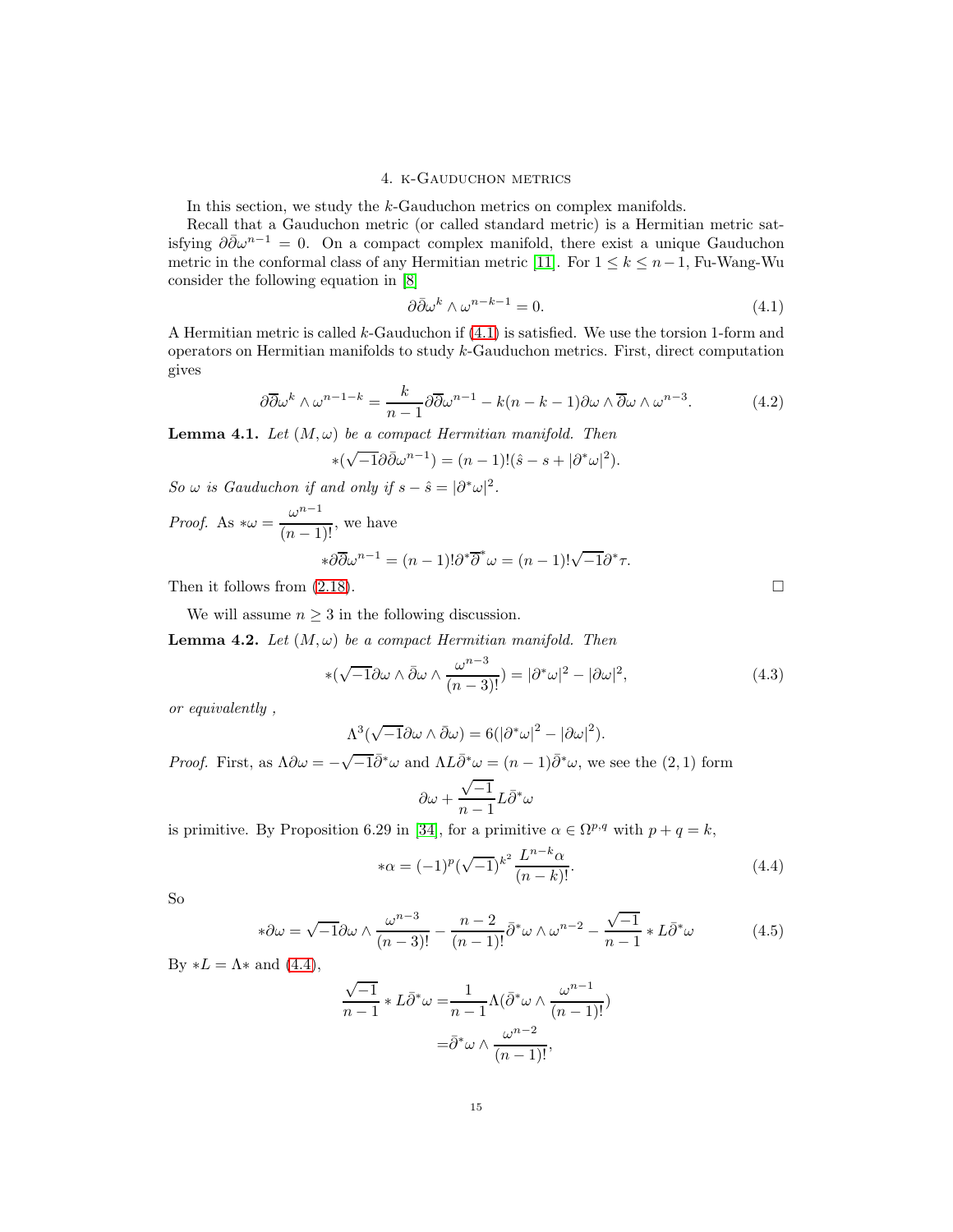## 4. k-Gauduchon metrics

In this section, we study the $k$-Gauduchon metrics on complex manifolds.

Recall that a Gauduchon metric (or called standard metric) is a Hermitian metric satisfying $\partial\bar\partial\omega^{n-1} = 0$. On a compact complex manifold, there exist a unique Gauduchon metric in the conformal class of any Hermitian metric [11]. For $1 \le k \le n-1$, Fu-Wang-Wu consider the following equation in [8]

$$\partial\bar\partial\omega^k \wedge \omega^{n-k-1} = 0. \tag{4.1}$$

A Hermitian metric is called $k$-Gauduchon if (4.1) is satisfied. We use the torsion 1-form and operators on Hermitian manifolds to study $k$-Gauduchon metrics. First, direct computation gives

$$\partial\overline{\partial}\omega^k \wedge \omega^{n-1-k} = \frac{k}{n-1}\partial\overline{\partial}\omega^{n-1} - k(n-k-1)\partial\omega \wedge \overline{\partial}\omega \wedge \omega^{n-3}. \tag{4.2}$$

**Lemma 4.1.** *Let $(M, \omega)$ be a compact Hermitian manifold. Then*

$$*(\sqrt{-1}\partial\bar\partial\omega^{n-1}) = (n-1)!(\hat s - s + |\partial^*\omega|^2).$$

*So $\omega$ is Gauduchon if and only if $s - \hat s = |\partial^*\omega|^2$.*

*Proof.* As $*\omega = \dfrac{\omega^{n-1}}{(n-1)!}$, we have

$$*\partial\overline{\partial}\omega^{n-1} = (n-1)!\partial^*\overline{\partial}^*\omega = (n-1)!\sqrt{-1}\partial^*\tau.$$

Then it follows from (2.18). □

We will assume $n \ge 3$ in the following discussion.

**Lemma 4.2.** *Let $(M, \omega)$ be a compact Hermitian manifold. Then*

$$*(\sqrt{-1}\partial\omega \wedge \bar\partial\omega \wedge \frac{\omega^{n-3}}{(n-3)!}) = |\partial^*\omega|^2 - |\partial\omega|^2, \tag{4.3}$$

*or equivalently ,*

$$\Lambda^3(\sqrt{-1}\partial\omega \wedge \bar\partial\omega) = 6(|\partial^*\omega|^2 - |\partial\omega|^2).$$

*Proof.* First, as $\Lambda\partial\omega = -\sqrt{-1}\bar\partial^*\omega$ and $\Lambda L\bar\partial^*\omega = (n-1)\bar\partial^*\omega$, we see the $(2,1)$ form

$$\partial\omega + \frac{\sqrt{-1}}{n-1}L\bar\partial^*\omega$$

is primitive. By Proposition 6.29 in [34], for a primitive $\alpha \in \Omega^{p,q}$ with $p + q = k$,

$$*\alpha = (-1)^p(\sqrt{-1})^{k^2}\frac{L^{n-k}\alpha}{(n-k)!}. \tag{4.4}$$

So

$$*\partial\omega = \sqrt{-1}\partial\omega \wedge \frac{\omega^{n-3}}{(n-3)!} - \frac{n-2}{(n-1)!}\bar\partial^*\omega \wedge \omega^{n-2} - \frac{\sqrt{-1}}{n-1} * L\bar\partial^*\omega \tag{4.5}$$

By $*L = \Lambda *$ and (4.4),

$$\begin{aligned}\frac{\sqrt{-1}}{n-1} * L\bar\partial^*\omega =& \frac{1}{n-1}\Lambda(\bar\partial^*\omega \wedge \frac{\omega^{n-1}}{(n-1)!}) \\ =& \bar\partial^*\omega \wedge \frac{\omega^{n-2}}{(n-1)!},\end{aligned}$$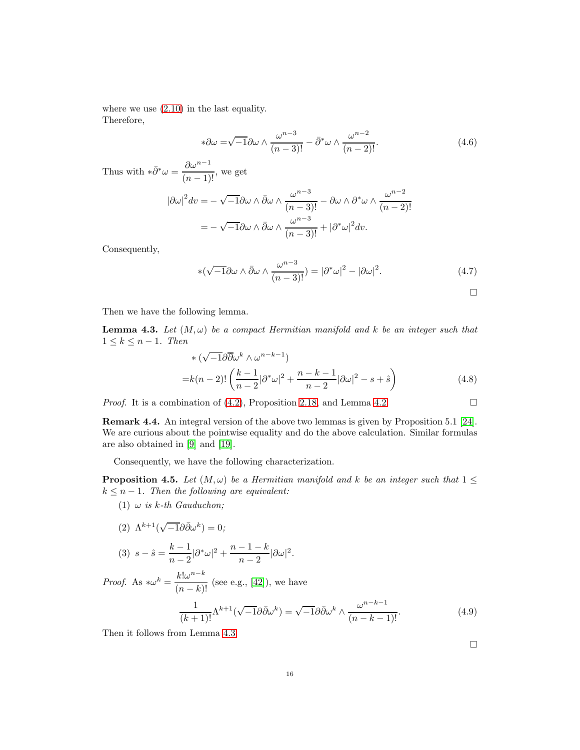where we use (2.10) in the last equality.
Therefore,

$$*\partial\omega = \sqrt{-1}\partial\omega \wedge \frac{\omega^{n-3}}{(n-3)!} - \bar{\partial}^*\omega \wedge \frac{\omega^{n-2}}{(n-2)!}. \tag{4.6}$$

Thus with $*\bar{\partial}^*\omega = \dfrac{\partial\omega^{n-1}}{(n-1)!}$, we get

$$\begin{aligned}
|\partial\omega|^2 dv =& -\sqrt{-1}\partial\omega \wedge \bar{\partial}\omega \wedge \frac{\omega^{n-3}}{(n-3)!} - \partial\omega \wedge \partial^*\omega \wedge \frac{\omega^{n-2}}{(n-2)!} \\
=& -\sqrt{-1}\partial\omega \wedge \bar{\partial}\omega \wedge \frac{\omega^{n-3}}{(n-3)!} + |\partial^*\omega|^2 dv.
\end{aligned}$$

Consequently,

$$*(\sqrt{-1}\partial\omega \wedge \bar{\partial}\omega \wedge \frac{\omega^{n-3}}{(n-3)!}) = |\partial^*\omega|^2 - |\partial\omega|^2. \tag{4.7}$$

□

Then we have the following lemma.

**Lemma 4.3.** *Let $(M, \omega)$ be a compact Hermitian manifold and $k$ be an integer such that $1 \le k \le n-1$. Then*

$$\begin{aligned}
&*(\sqrt{-1}\partial\bar{\partial}\omega^k \wedge \omega^{n-k-1}) \\
=& k(n-2)! \left( \frac{k-1}{n-2}|\partial^*\omega|^2 + \frac{n-k-1}{n-2}|\partial\omega|^2 - s + \hat{s} \right)
\end{aligned} \tag{4.8}$$

*Proof.* It is a combination of (4.2), Proposition 2.18, and Lemma 4.2. □

**Remark 4.4.** An integral version of the above two lemmas is given by Proposition 5.1 [24]. We are curious about the pointwise equality and do the above calculation. Similar formulas are also obtained in [9] and [19].

Consequently, we have the following characterization.

**Proposition 4.5.** *Let $(M, \omega)$ be a Hermitian manifold and $k$ be an integer such that $1 \le k \le n-1$. Then the following are equivalent:*

1. *$\omega$ is $k$-th Gauduchon;*
2. *$\Lambda^{k+1}(\sqrt{-1}\partial\bar{\partial}\omega^k) = 0$;*
3. *$s - \hat{s} = \dfrac{k-1}{n-2}|\partial^*\omega|^2 + \dfrac{n-1-k}{n-2}|\partial\omega|^2$.*

*Proof.* As $*\omega^k = \dfrac{k!\omega^{n-k}}{(n-k)!}$ (see e.g., [42]), we have

$$\frac{1}{(k+1)!}\Lambda^{k+1}(\sqrt{-1}\partial\bar{\partial}\omega^k) = \sqrt{-1}\partial\bar{\partial}\omega^k \wedge \frac{\omega^{n-k-1}}{(n-k-1)!}. \tag{4.9}$$

Then it follows from Lemma 4.3.

□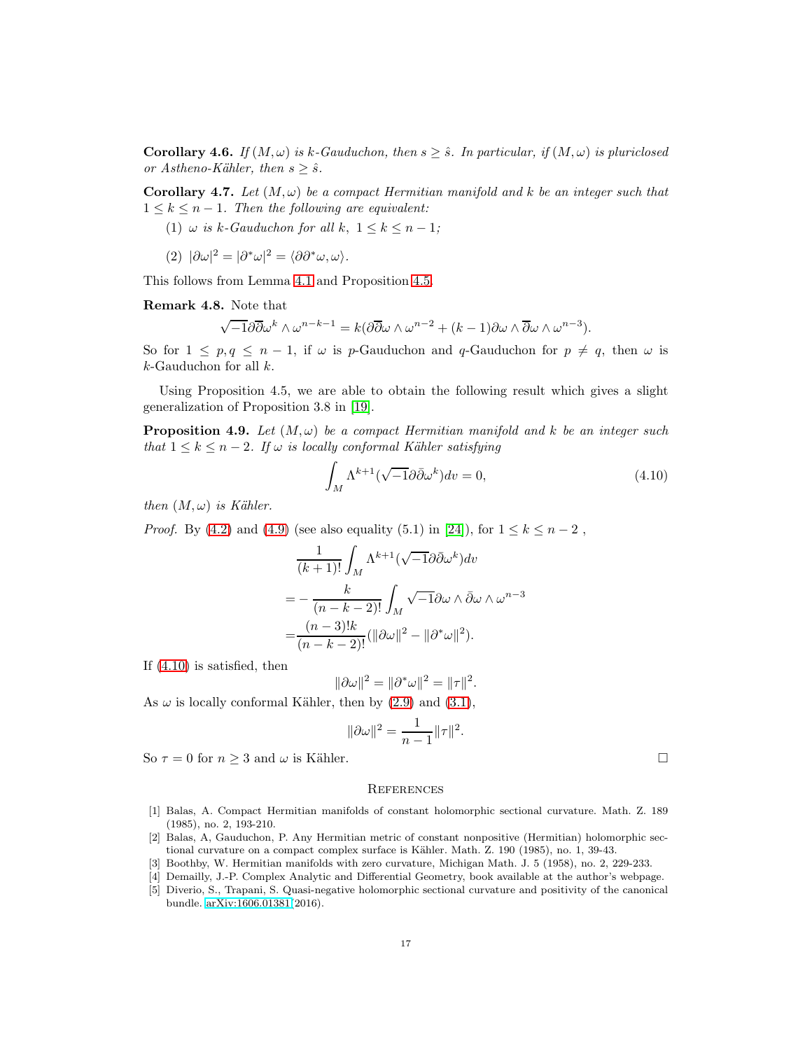**Corollary 4.6.** *If $(M, \omega)$ is $k$-Gauduchon, then $s \geq \hat{s}$. In particular, if $(M, \omega)$ is pluriclosed or Astheno-Kähler, then $s \geq \hat{s}$.*

**Corollary 4.7.** *Let $(M, \omega)$ be a compact Hermitian manifold and $k$ be an integer such that $1 \leq k \leq n-1$. Then the following are equivalent:*

1. *$\omega$ is $k$-Gauduchon for all $k$, $1 \leq k \leq n-1$;*
2. *$|\partial\omega|^2 = |\partial^*\omega|^2 = \langle \partial\partial^*\omega, \omega\rangle$.*

This follows from Lemma 4.1 and Proposition 4.5.

**Remark 4.8.** Note that

$$\sqrt{-1}\partial\overline{\partial}\omega^k \wedge \omega^{n-k-1} = k(\partial\overline{\partial}\omega \wedge \omega^{n-2} + (k-1)\partial\omega \wedge \overline{\partial}\omega \wedge \omega^{n-3}).$$

So for $1 \leq p, q \leq n-1$, if $\omega$ is $p$-Gauduchon and $q$-Gauduchon for $p \neq q$, then $\omega$ is $k$-Gauduchon for all $k$.

Using Proposition 4.5, we are able to obtain the following result which gives a slight generalization of Proposition 3.8 in [19].

**Proposition 4.9.** *Let $(M, \omega)$ be a compact Hermitian manifold and $k$ be an integer such that $1 \leq k \leq n-2$. If $\omega$ is locally conformal Kähler satisfying*

$$\int_M \Lambda^{k+1}(\sqrt{-1}\partial\bar{\partial}\omega^k)dv = 0, \tag{4.10}$$

*then $(M, \omega)$ is Kähler.*

*Proof.* By (4.2) and (4.9) (see also equality (5.1) in [24]), for $1 \leq k \leq n-2$ ,

$$\begin{aligned}
&\frac{1}{(k+1)!}\int_M \Lambda^{k+1}(\sqrt{-1}\partial\bar{\partial}\omega^k)dv \\
=& -\frac{k}{(n-k-2)!}\int_M \sqrt{-1}\partial\omega \wedge \bar{\partial}\omega \wedge \omega^{n-3} \\
=& \frac{(n-3)!k}{(n-k-2)!}(\|\partial\omega\|^2 - \|\partial^*\omega\|^2).
\end{aligned}$$

If (4.10) is satisfied, then

$$\|\partial\omega\|^2 = \|\partial^*\omega\|^2 = \|\tau\|^2.$$

As $\omega$ is locally conformal Kähler, then by (2.9) and (3.1),

$$\|\partial\omega\|^2 = \frac{1}{n-1}\|\tau\|^2.$$

So $\tau = 0$ for $n \geq 3$ and $\omega$ is Kähler. □

## References

[1] Balas, A. Compact Hermitian manifolds of constant holomorphic sectional curvature. Math. Z. 189 (1985), no. 2, 193-210.

[2] Balas, A, Gauduchon, P. Any Hermitian metric of constant nonpositive (Hermitian) holomorphic sectional curvature on a compact complex surface is Kähler. Math. Z. 190 (1985), no. 1, 39-43.

[3] Boothby, W. Hermitian manifolds with zero curvature, Michigan Math. J. 5 (1958), no. 2, 229-233.

[4] Demailly, J.-P. Complex Analytic and Differential Geometry, book available at the author's webpage.

[5] Diverio, S., Trapani, S. Quasi-negative holomorphic sectional curvature and positivity of the canonical bundle. arXiv:1606.01381(2016).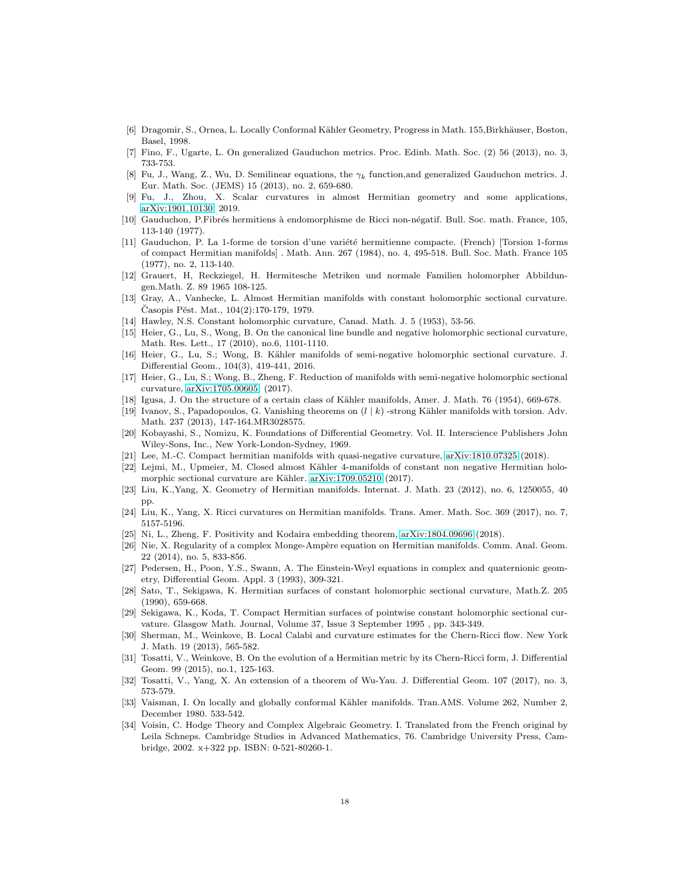[6] Dragomir, S., Ornea, L. Locally Conformal Kähler Geometry, Progress in Math. 155,Birkhäuser, Boston, Basel, 1998.

[7] Fino, F., Ugarte, L. On generalized Gauduchon metrics. Proc. Edinb. Math. Soc. (2) 56 (2013), no. 3, 733-753.

[8] Fu, J., Wang, Z., Wu, D. Semilinear equations, the $\gamma_k$ function,and generalized Gauduchon metrics. J. Eur. Math. Soc. (JEMS) 15 (2013), no. 2, 659-680.

[9] Fu, J., Zhou, X. Scalar curvatures in almost Hermitian geometry and some applications, arXiv:1901.10130, 2019.

[10] Gauduchon, P.Fibrés hermitiens à endomorphisme de Ricci non-négatif. Bull. Soc. math. France, 105, 113-140 (1977).

[11] Gauduchon, P. La 1-forme de torsion d'une variété hermitienne compacte. (French) [Torsion 1-forms of compact Hermitian manifolds] . Math. Ann. 267 (1984), no. 4, 495-518. Bull. Soc. Math. France 105 (1977), no. 2, 113-140.

[12] Grauert, H, Reckziegel, H. Hermitesche Metriken und normale Familien holomorpher Abbildungen.Math. Z. 89 1965 108-125.

[13] Gray, A., Vanhecke, L. Almost Hermitian manifolds with constant holomorphic sectional curvature. Časopis Pěst. Mat., 104(2):170-179, 1979.

[14] Hawley, N.S. Constant holomorphic curvature, Canad. Math. J. 5 (1953), 53-56.

[15] Heier, G., Lu, S., Wong, B. On the canonical line bundle and negative holomorphic sectional curvature, Math. Res. Lett., 17 (2010), no.6, 1101-1110.

[16] Heier, G., Lu, S.; Wong, B. Kähler manifolds of semi-negative holomorphic sectional curvature. J. Differential Geom., 104(3), 419-441, 2016.

[17] Heier, G., Lu, S.; Wong, B., Zheng, F. Reduction of manifolds with semi-negative holomorphic sectional curvature, arXiv:1705.00605, (2017).

[18] Igusa, J. On the structure of a certain class of Kähler manifolds, Amer. J. Math. 76 (1954), 669-678.

[19] Ivanov, S., Papadopoulos, G. Vanishing theorems on $(l \mid k)$ -strong Kähler manifolds with torsion. Adv. Math. 237 (2013), 147-164.MR3028575.

[20] Kobayashi, S., Nomizu, K. Foundations of Differential Geometry. Vol. II. Interscience Publishers John Wiley-Sons, Inc., New York-London-Sydney, 1969.

[21] Lee, M.-C. Compact hermitian manifolds with quasi-negative curvature, arXiv:1810.07325 (2018).

[22] Lejmi, M., Upmeier, M. Closed almost Kähler 4-manifolds of constant non negative Hermitian holomorphic sectional curvature are Kähler. arXiv:1709.05210 (2017).

[23] Liu, K.,Yang, X. Geometry of Hermitian manifolds. Internat. J. Math. 23 (2012), no. 6, 1250055, 40 pp.

[24] Liu, K., Yang, X. Ricci curvatures on Hermitian manifolds. Trans. Amer. Math. Soc. 369 (2017), no. 7, 5157-5196.

[25] Ni, L., Zheng, F. Positivity and Kodaira embedding theorem, arXiv:1804.09696 (2018).

[26] Nie, X. Regularity of a complex Monge-Ampère equation on Hermitian manifolds. Comm. Anal. Geom. 22 (2014), no. 5, 833-856.

[27] Pedersen, H., Poon, Y.S., Swann, A. The Einstein-Weyl equations in complex and quaternionic geometry, Differential Geom. Appl. 3 (1993), 309-321.

[28] Sato, T., Sekigawa, K. Hermitian surfaces of constant holomorphic sectional curvature, Math.Z. 205 (1990), 659-668.

[29] Sekigawa, K., Koda, T. Compact Hermitian surfaces of pointwise constant holomorphic sectional curvature. Glasgow Math. Journal, Volume 37, Issue 3 September 1995 , pp. 343-349.

[30] Sherman, M., Weinkove, B. Local Calabi and curvature estimates for the Chern-Ricci flow. New York J. Math. 19 (2013), 565-582.

[31] Tosatti, V., Weinkove, B. On the evolution of a Hermitian metric by its Chern-Ricci form, J. Differential Geom. 99 (2015), no.1, 125-163.

[32] Tosatti, V., Yang, X. An extension of a theorem of Wu-Yau. J. Differential Geom. 107 (2017), no. 3, 573-579.

[33] Vaisman, I. On locally and globally conformal Kähler manifolds. Tran.AMS. Volume 262, Number 2, December 1980. 533-542.

[34] Voisin, C. Hodge Theory and Complex Algebraic Geometry. I. Translated from the French original by Leila Schneps. Cambridge Studies in Advanced Mathematics, 76. Cambridge University Press, Cambridge, 2002. x+322 pp. ISBN: 0-521-80260-1.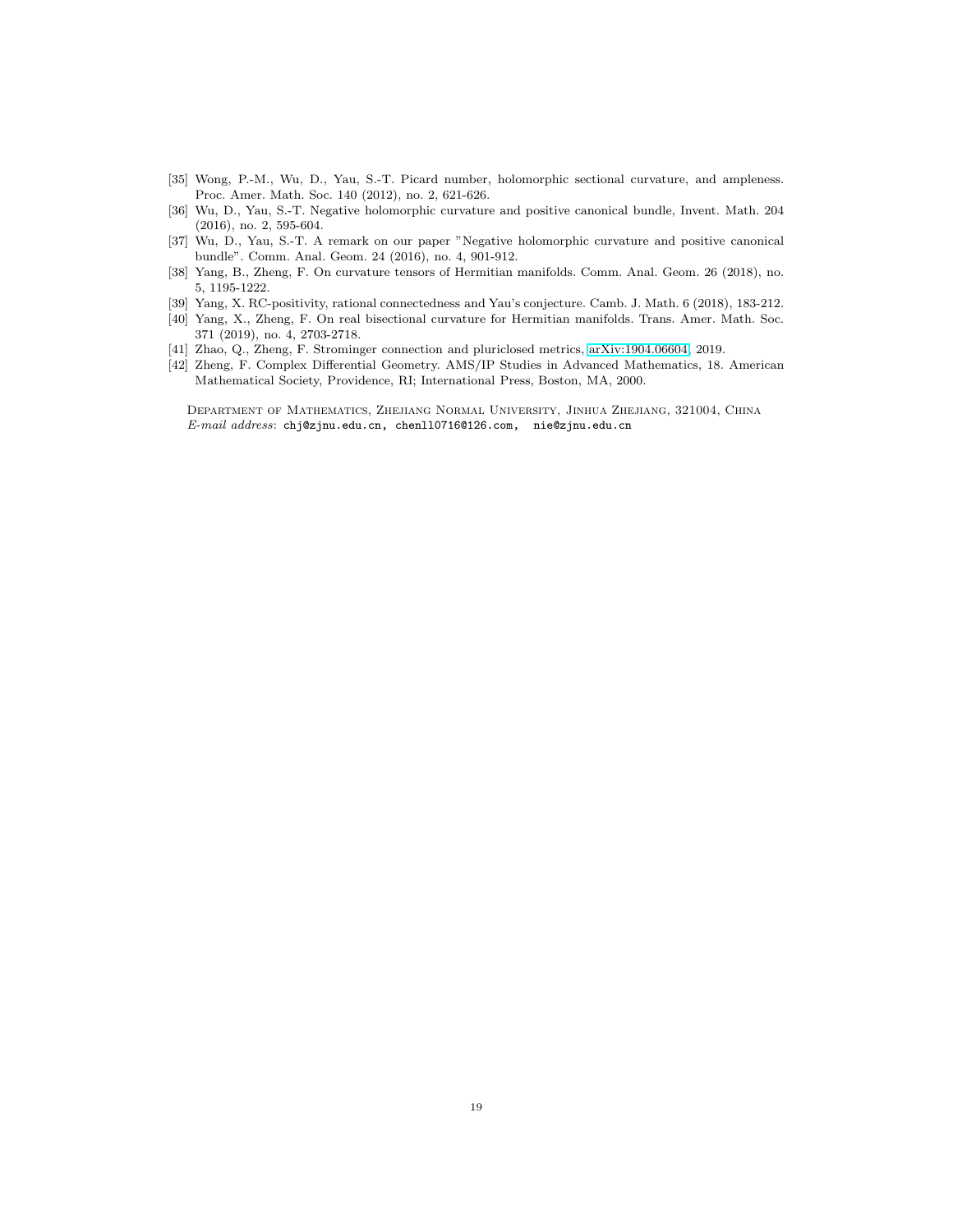[35] Wong, P.-M., Wu, D., Yau, S.-T. Picard number, holomorphic sectional curvature, and ampleness. Proc. Amer. Math. Soc. 140 (2012), no. 2, 621-626.

[36] Wu, D., Yau, S.-T. Negative holomorphic curvature and positive canonical bundle, Invent. Math. 204 (2016), no. 2, 595-604.

[37] Wu, D., Yau, S.-T. A remark on our paper "Negative holomorphic curvature and positive canonical bundle". Comm. Anal. Geom. 24 (2016), no. 4, 901-912.

[38] Yang, B., Zheng, F. On curvature tensors of Hermitian manifolds. Comm. Anal. Geom. 26 (2018), no. 5, 1195-1222.

[39] Yang, X. RC-positivity, rational connectedness and Yau's conjecture. Camb. J. Math. 6 (2018), 183-212.

[40] Yang, X., Zheng, F. On real bisectional curvature for Hermitian manifolds. Trans. Amer. Math. Soc. 371 (2019), no. 4, 2703-2718.

[41] Zhao, Q., Zheng, F. Strominger connection and pluriclosed metrics, arXiv:1904.06604, 2019.

[42] Zheng, F. Complex Differential Geometry. AMS/IP Studies in Advanced Mathematics, 18. American Mathematical Society, Providence, RI; International Press, Boston, MA, 2000.

Department of Mathematics, Zhejiang Normal University, Jinhua Zhejiang, 321004, China
*E-mail address*: chj@zjnu.edu.cn, chenll0716@126.com, nie@zjnu.edu.cn